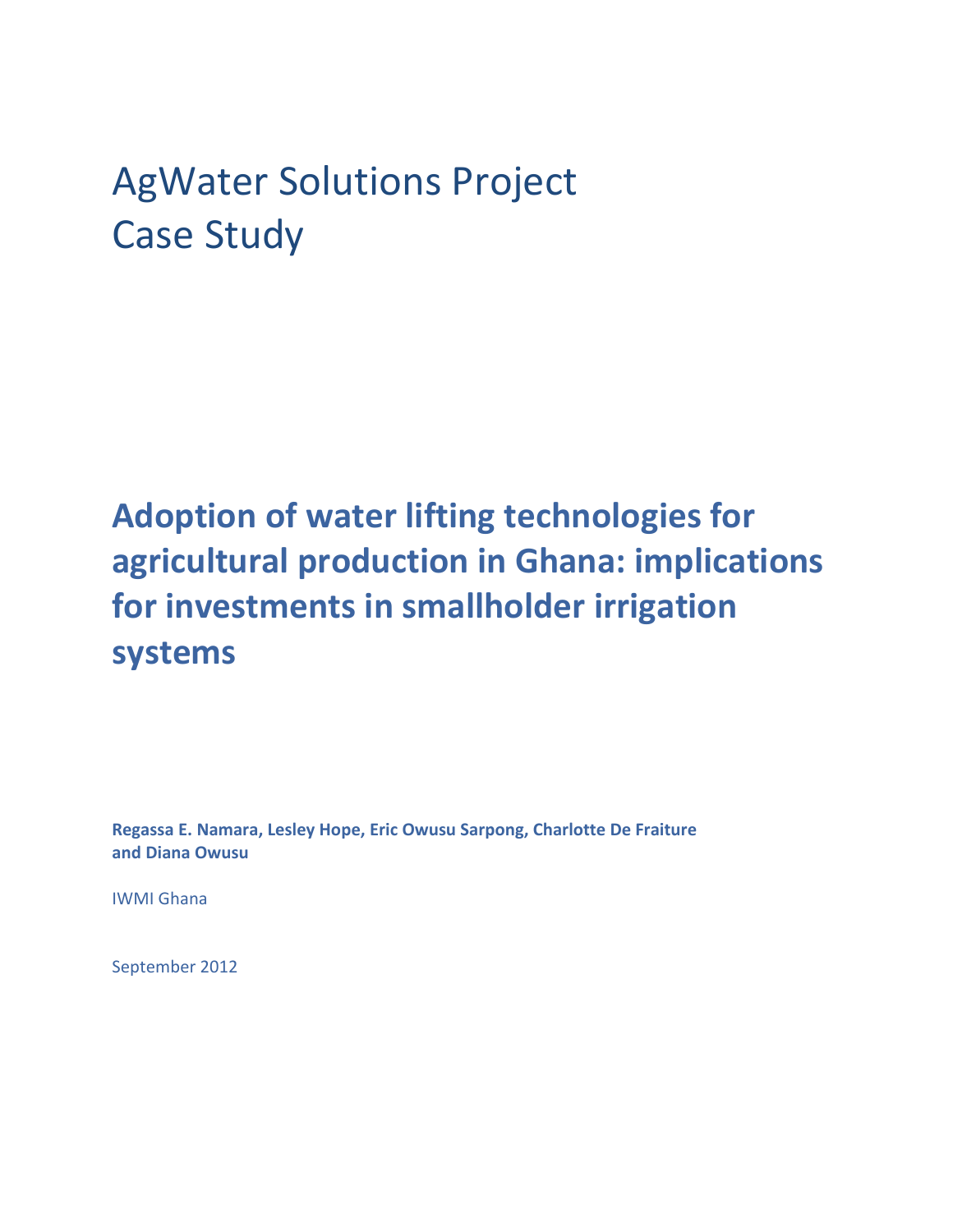# AgWater Solutions Project
# Case Study

## Adoption of water lifting technologies for agricultural production in Ghana: implications for investments in smallholder irrigation systems

**Regassa E. Namara, Lesley Hope, Eric Owusu Sarpong, Charlotte De Fraiture and Diana Owusu**

IWMI Ghana

September 2012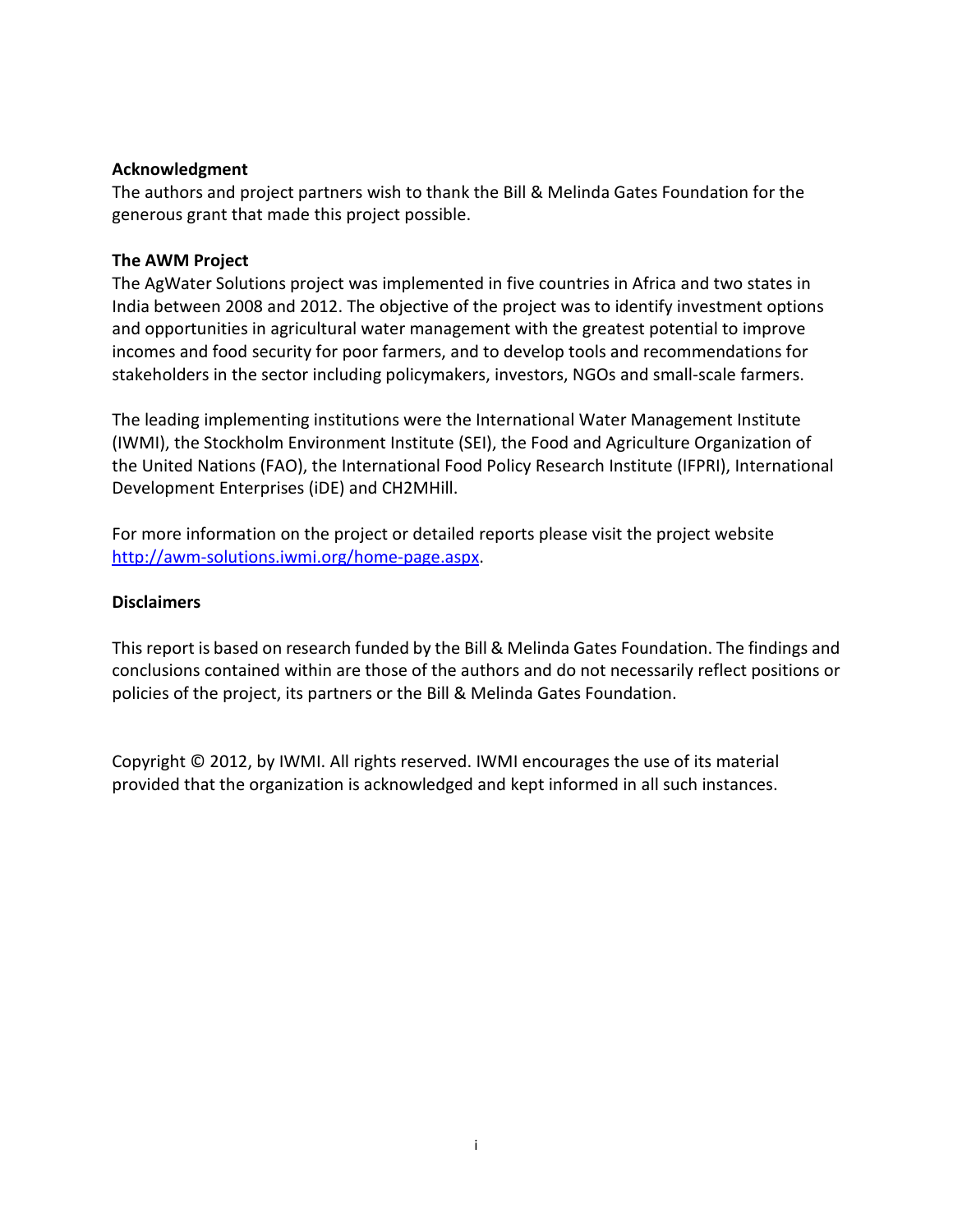**Acknowledgment**

The authors and project partners wish to thank the Bill & Melinda Gates Foundation for the generous grant that made this project possible.

**The AWM Project**

The AgWater Solutions project was implemented in five countries in Africa and two states in India between 2008 and 2012. The objective of the project was to identify investment options and opportunities in agricultural water management with the greatest potential to improve incomes and food security for poor farmers, and to develop tools and recommendations for stakeholders in the sector including policymakers, investors, NGOs and small-scale farmers.

The leading implementing institutions were the International Water Management Institute (IWMI), the Stockholm Environment Institute (SEI), the Food and Agriculture Organization of the United Nations (FAO), the International Food Policy Research Institute (IFPRI), International Development Enterprises (iDE) and CH2MHill.

For more information on the project or detailed reports please visit the project website [http://awm-solutions.iwmi.org/home-page.aspx](http://awm-solutions.iwmi.org/home-page.aspx).

**Disclaimers**

This report is based on research funded by the Bill & Melinda Gates Foundation. The findings and conclusions contained within are those of the authors and do not necessarily reflect positions or policies of the project, its partners or the Bill & Melinda Gates Foundation.

Copyright © 2012, by IWMI. All rights reserved. IWMI encourages the use of its material provided that the organization is acknowledged and kept informed in all such instances.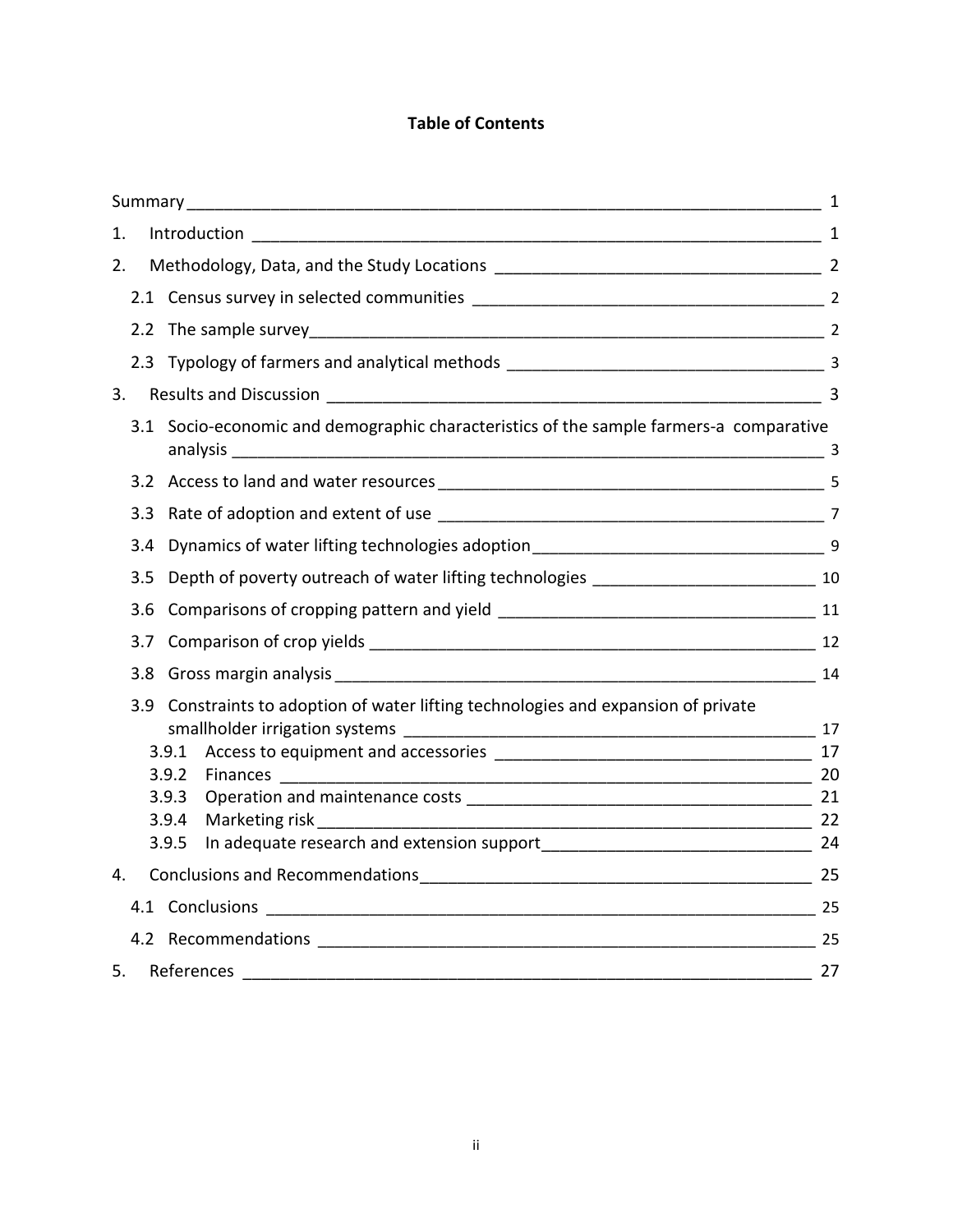# Table of Contents

Summary 1

1. Introduction 1
2. Methodology, Data, and the Study Locations 2
   - 2.1 Census survey in selected communities 2
   - 2.2 The sample survey 2
   - 2.3 Typology of farmers and analytical methods 3
3. Results and Discussion 3
   - 3.1 Socio-economic and demographic characteristics of the sample farmers-a comparative analysis 3
   - 3.2 Access to land and water resources 5
   - 3.3 Rate of adoption and extent of use 7
   - 3.4 Dynamics of water lifting technologies adoption 9
   - 3.5 Depth of poverty outreach of water lifting technologies 10
   - 3.6 Comparisons of cropping pattern and yield 11
   - 3.7 Comparison of crop yields 12
   - 3.8 Gross margin analysis 14
   - 3.9 Constraints to adoption of water lifting technologies and expansion of private smallholder irrigation systems 17
     - 3.9.1 Access to equipment and accessories 17
     - 3.9.2 Finances 20
     - 3.9.3 Operation and maintenance costs 21
     - 3.9.4 Marketing risk 22
     - 3.9.5 In adequate research and extension support 24
4. Conclusions and Recommendations 25
   - 4.1 Conclusions 25
   - 4.2 Recommendations 25
5. References 27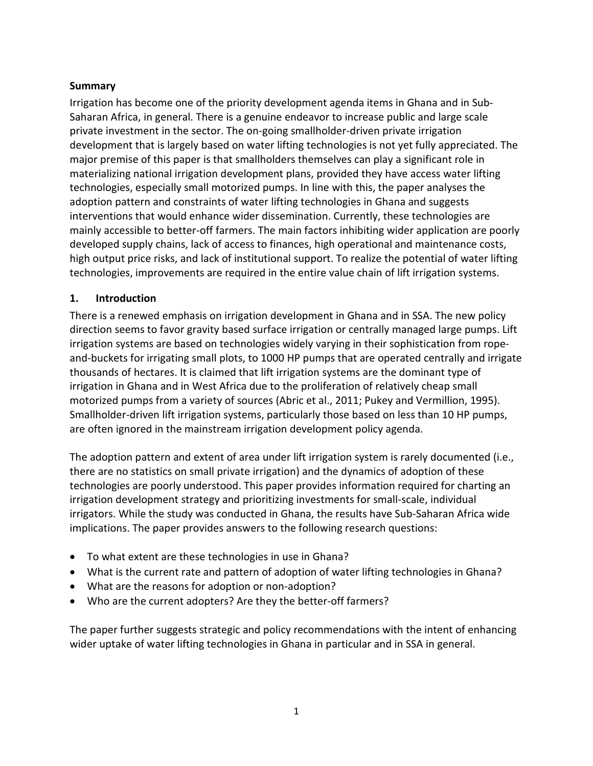**Summary**

Irrigation has become one of the priority development agenda items in Ghana and in Sub-Saharan Africa, in general. There is a genuine endeavor to increase public and large scale private investment in the sector. The on-going smallholder-driven private irrigation development that is largely based on water lifting technologies is not yet fully appreciated. The major premise of this paper is that smallholders themselves can play a significant role in materializing national irrigation development plans, provided they have access water lifting technologies, especially small motorized pumps. In line with this, the paper analyses the adoption pattern and constraints of water lifting technologies in Ghana and suggests interventions that would enhance wider dissemination. Currently, these technologies are mainly accessible to better-off farmers. The main factors inhibiting wider application are poorly developed supply chains, lack of access to finances, high operational and maintenance costs, high output price risks, and lack of institutional support. To realize the potential of water lifting technologies, improvements are required in the entire value chain of lift irrigation systems.

## 1. Introduction

There is a renewed emphasis on irrigation development in Ghana and in SSA. The new policy direction seems to favor gravity based surface irrigation or centrally managed large pumps. Lift irrigation systems are based on technologies widely varying in their sophistication from rope-and-buckets for irrigating small plots, to 1000 HP pumps that are operated centrally and irrigate thousands of hectares. It is claimed that lift irrigation systems are the dominant type of irrigation in Ghana and in West Africa due to the proliferation of relatively cheap small motorized pumps from a variety of sources (Abric et al., 2011; Pukey and Vermillion, 1995). Smallholder-driven lift irrigation systems, particularly those based on less than 10 HP pumps, are often ignored in the mainstream irrigation development policy agenda.

The adoption pattern and extent of area under lift irrigation system is rarely documented (i.e., there are no statistics on small private irrigation) and the dynamics of adoption of these technologies are poorly understood. This paper provides information required for charting an irrigation development strategy and prioritizing investments for small-scale, individual irrigators. While the study was conducted in Ghana, the results have Sub-Saharan Africa wide implications. The paper provides answers to the following research questions:

- To what extent are these technologies in use in Ghana?
- What is the current rate and pattern of adoption of water lifting technologies in Ghana?
- What are the reasons for adoption or non-adoption?
- Who are the current adopters? Are they the better-off farmers?

The paper further suggests strategic and policy recommendations with the intent of enhancing wider uptake of water lifting technologies in Ghana in particular and in SSA in general.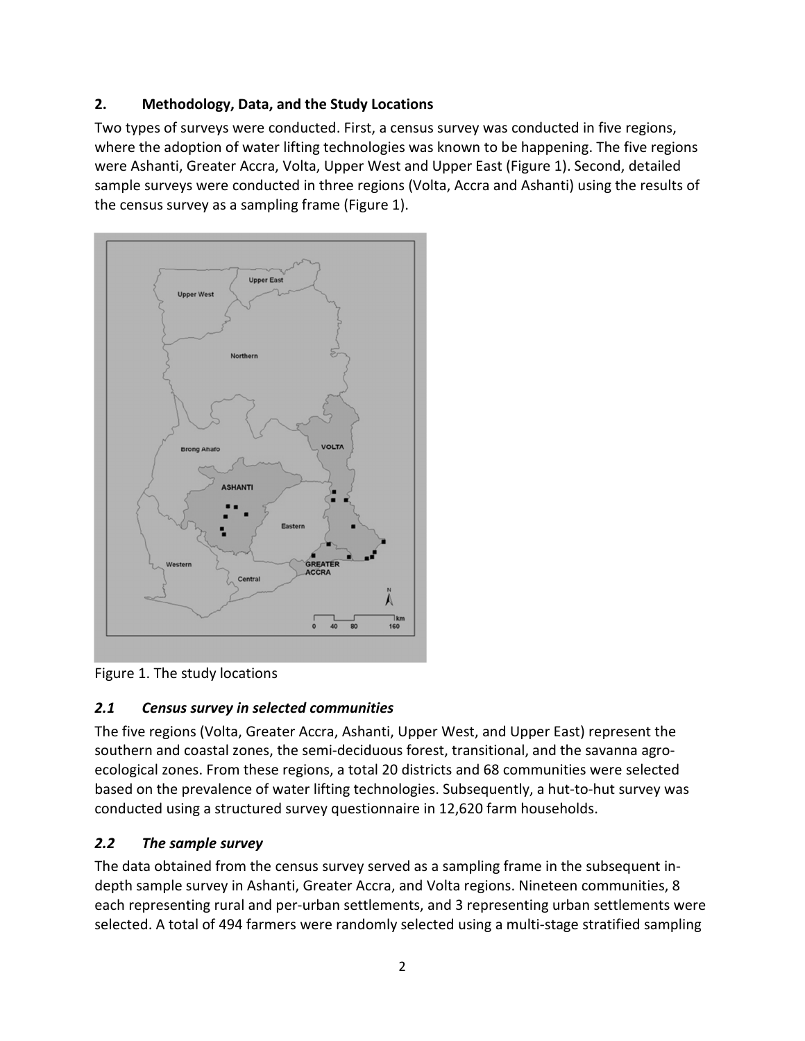## 2. Methodology, Data, and the Study Locations

Two types of surveys were conducted. First, a census survey was conducted in five regions, where the adoption of water lifting technologies was known to be happening. The five regions were Ashanti, Greater Accra, Volta, Upper West and Upper East (Figure 1). Second, detailed sample surveys were conducted in three regions (Volta, Accra and Ashanti) using the results of the census survey as a sampling frame (Figure 1).

Figure 1. The study locations

### *2.1 Census survey in selected communities*

The five regions (Volta, Greater Accra, Ashanti, Upper West, and Upper East) represent the southern and coastal zones, the semi-deciduous forest, transitional, and the savanna agro-ecological zones. From these regions, a total 20 districts and 68 communities were selected based on the prevalence of water lifting technologies. Subsequently, a hut-to-hut survey was conducted using a structured survey questionnaire in 12,620 farm households.

### *2.2 The sample survey*

The data obtained from the census survey served as a sampling frame in the subsequent in-depth sample survey in Ashanti, Greater Accra, and Volta regions. Nineteen communities, 8 each representing rural and per-urban settlements, and 3 representing urban settlements were selected. A total of 494 farmers were randomly selected using a multi-stage stratified sampling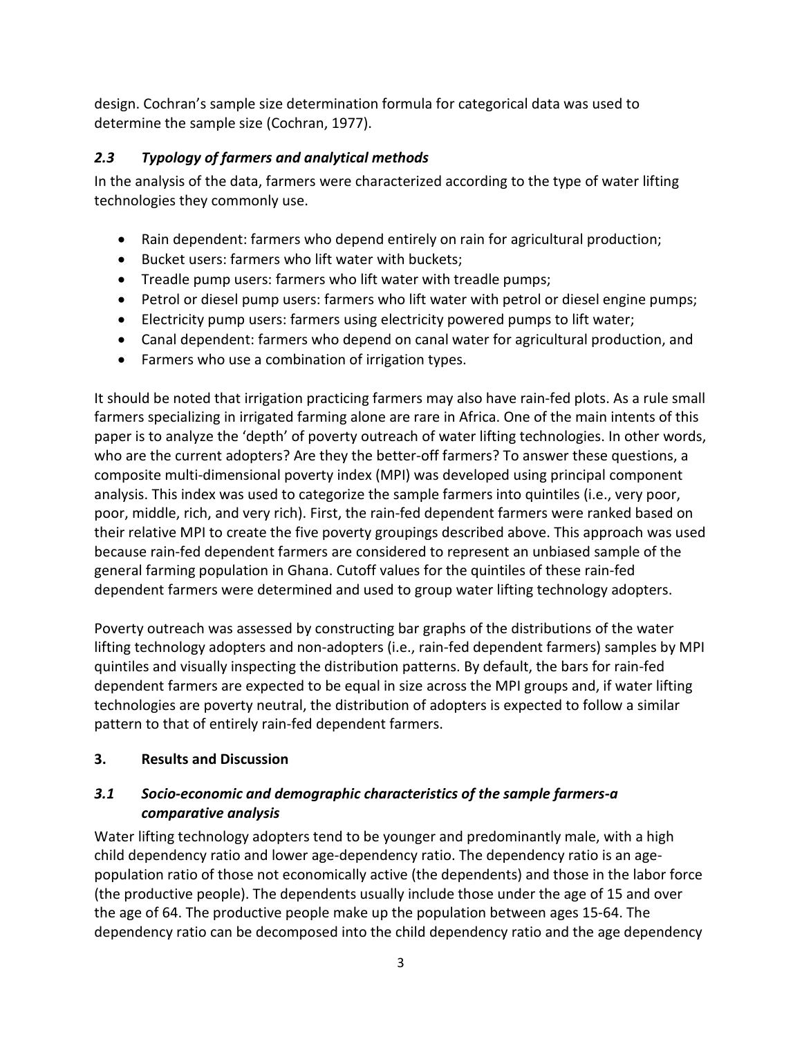design. Cochran's sample size determination formula for categorical data was used to determine the sample size (Cochran, 1977).

### *2.3 Typology of farmers and analytical methods*

In the analysis of the data, farmers were characterized according to the type of water lifting technologies they commonly use.

- Rain dependent: farmers who depend entirely on rain for agricultural production;
- Bucket users: farmers who lift water with buckets;
- Treadle pump users: farmers who lift water with treadle pumps;
- Petrol or diesel pump users: farmers who lift water with petrol or diesel engine pumps;
- Electricity pump users: farmers using electricity powered pumps to lift water;
- Canal dependent: farmers who depend on canal water for agricultural production, and
- Farmers who use a combination of irrigation types.

It should be noted that irrigation practicing farmers may also have rain-fed plots. As a rule small farmers specializing in irrigated farming alone are rare in Africa. One of the main intents of this paper is to analyze the 'depth' of poverty outreach of water lifting technologies. In other words, who are the current adopters? Are they the better-off farmers? To answer these questions, a composite multi-dimensional poverty index (MPI) was developed using principal component analysis. This index was used to categorize the sample farmers into quintiles (i.e., very poor, poor, middle, rich, and very rich). First, the rain-fed dependent farmers were ranked based on their relative MPI to create the five poverty groupings described above. This approach was used because rain-fed dependent farmers are considered to represent an unbiased sample of the general farming population in Ghana. Cutoff values for the quintiles of these rain-fed dependent farmers were determined and used to group water lifting technology adopters.

Poverty outreach was assessed by constructing bar graphs of the distributions of the water lifting technology adopters and non-adopters (i.e., rain-fed dependent farmers) samples by MPI quintiles and visually inspecting the distribution patterns. By default, the bars for rain-fed dependent farmers are expected to be equal in size across the MPI groups and, if water lifting technologies are poverty neutral, the distribution of adopters is expected to follow a similar pattern to that of entirely rain-fed dependent farmers.

## 3. Results and Discussion

### *3.1 Socio-economic and demographic characteristics of the sample farmers-a comparative analysis*

Water lifting technology adopters tend to be younger and predominantly male, with a high child dependency ratio and lower age-dependency ratio. The dependency ratio is an age-population ratio of those not economically active (the dependents) and those in the labor force (the productive people). The dependents usually include those under the age of 15 and over the age of 64. The productive people make up the population between ages 15-64. The dependency ratio can be decomposed into the child dependency ratio and the age dependency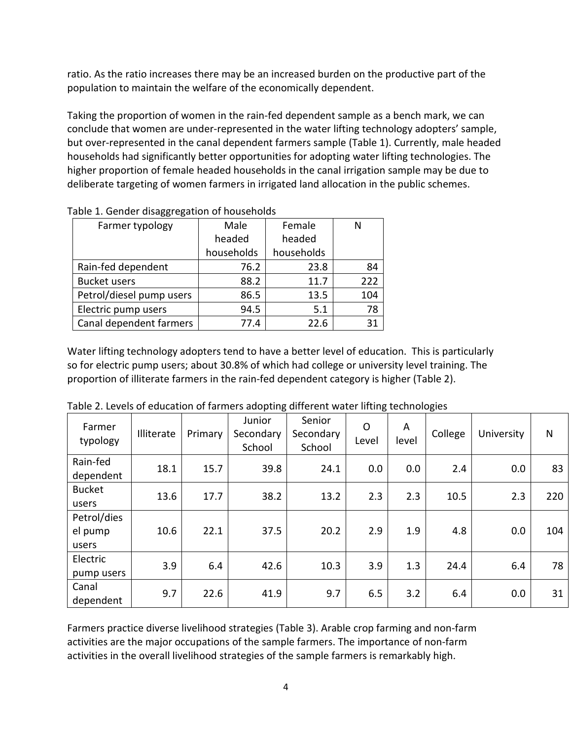ratio. As the ratio increases there may be an increased burden on the productive part of the population to maintain the welfare of the economically dependent.

Taking the proportion of women in the rain-fed dependent sample as a bench mark, we can conclude that women are under-represented in the water lifting technology adopters' sample, but over-represented in the canal dependent farmers sample (Table 1). Currently, male headed households had significantly better opportunities for adopting water lifting technologies. The higher proportion of female headed households in the canal irrigation sample may be due to deliberate targeting of women farmers in irrigated land allocation in the public schemes.

Table 1. Gender disaggregation of households

| Farmer typology | Male headed households | Female headed households | N |
|---|---|---|---|
| Rain-fed dependent | 76.2 | 23.8 | 84 |
| Bucket users | 88.2 | 11.7 | 222 |
| Petrol/diesel pump users | 86.5 | 13.5 | 104 |
| Electric pump users | 94.5 | 5.1 | 78 |
| Canal dependent farmers | 77.4 | 22.6 | 31 |

Water lifting technology adopters tend to have a better level of education. This is particularly so for electric pump users; about 30.8% of which had college or university level training. The proportion of illiterate farmers in the rain-fed dependent category is higher (Table 2).

Table 2. Levels of education of farmers adopting different water lifting technologies

| Farmer typology | Illiterate | Primary | Junior Secondary School | Senior Secondary School | O Level | A level | College | University | N |
|---|---|---|---|---|---|---|---|---|---|
| Rain-fed dependent | 18.1 | 15.7 | 39.8 | 24.1 | 0.0 | 0.0 | 2.4 | 0.0 | 83 |
| Bucket users | 13.6 | 17.7 | 38.2 | 13.2 | 2.3 | 2.3 | 10.5 | 2.3 | 220 |
| Petrol/diesel pump users | 10.6 | 22.1 | 37.5 | 20.2 | 2.9 | 1.9 | 4.8 | 0.0 | 104 |
| Electric pump users | 3.9 | 6.4 | 42.6 | 10.3 | 3.9 | 1.3 | 24.4 | 6.4 | 78 |
| Canal dependent | 9.7 | 22.6 | 41.9 | 9.7 | 6.5 | 3.2 | 6.4 | 0.0 | 31 |

Farmers practice diverse livelihood strategies (Table 3). Arable crop farming and non-farm activities are the major occupations of the sample farmers. The importance of non-farm activities in the overall livelihood strategies of the sample farmers is remarkably high.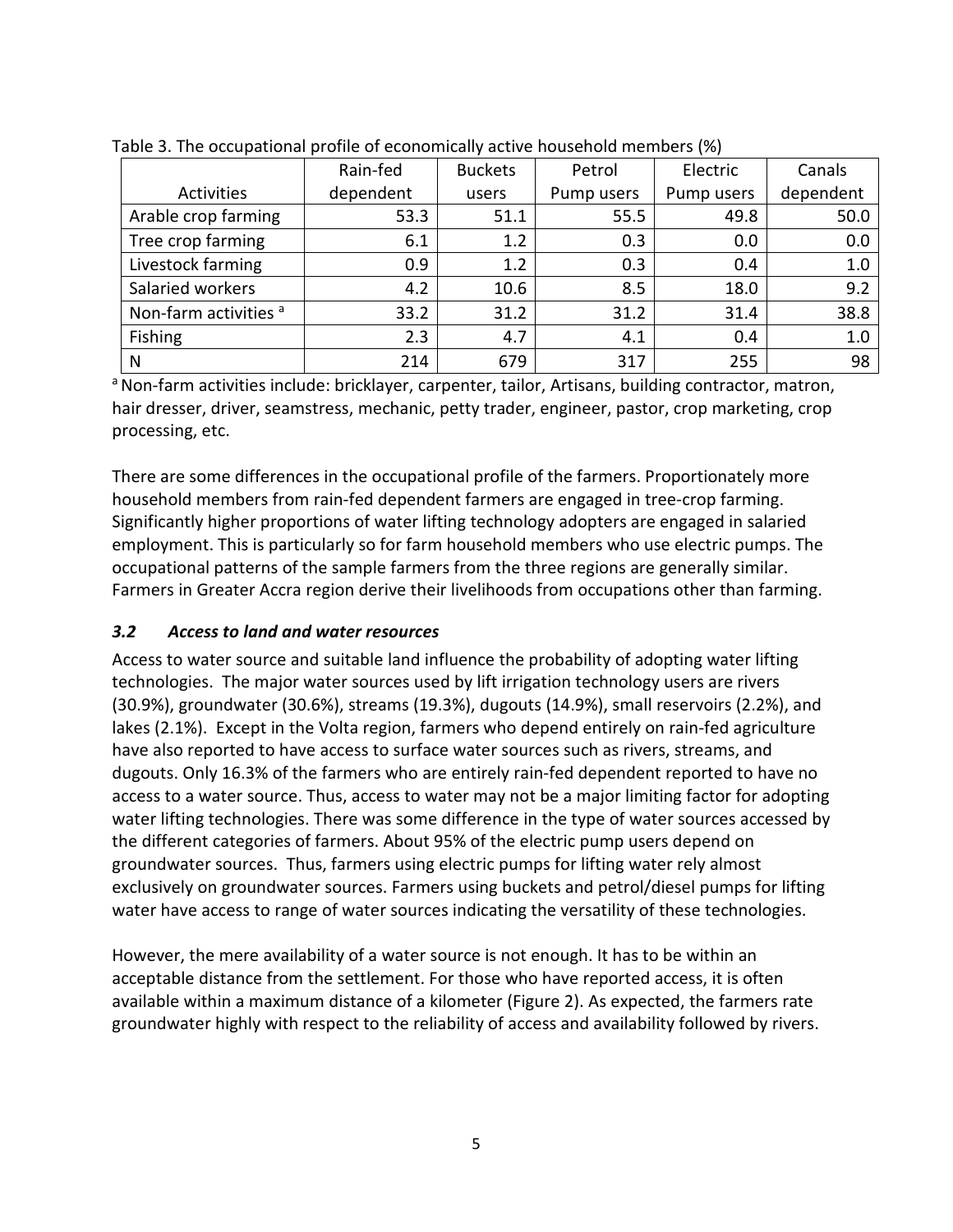Table 3. The occupational profile of economically active household members (%)

| Activities | Rain-fed dependent | Buckets users | Petrol Pump users | Electric Pump users | Canals dependent |
|---|---|---|---|---|---|
| Arable crop farming | 53.3 | 51.1 | 55.5 | 49.8 | 50.0 |
| Tree crop farming | 6.1 | 1.2 | 0.3 | 0.0 | 0.0 |
| Livestock farming | 0.9 | 1.2 | 0.3 | 0.4 | 1.0 |
| Salaried workers | 4.2 | 10.6 | 8.5 | 18.0 | 9.2 |
| Non-farm activities [a] | 33.2 | 31.2 | 31.2 | 31.4 | 38.8 |
| Fishing | 2.3 | 4.7 | 4.1 | 0.4 | 1.0 |
| N | 214 | 679 | 317 | 255 | 98 |

[a] Non-farm activities include: bricklayer, carpenter, tailor, Artisans, building contractor, matron, hair dresser, driver, seamstress, mechanic, petty trader, engineer, pastor, crop marketing, crop processing, etc.

There are some differences in the occupational profile of the farmers. Proportionately more household members from rain-fed dependent farmers are engaged in tree-crop farming. Significantly higher proportions of water lifting technology adopters are engaged in salaried employment. This is particularly so for farm household members who use electric pumps. The occupational patterns of the sample farmers from the three regions are generally similar. Farmers in Greater Accra region derive their livelihoods from occupations other than farming.

### *3.2 Access to land and water resources*

Access to water source and suitable land influence the probability of adopting water lifting technologies. The major water sources used by lift irrigation technology users are rivers (30.9%), groundwater (30.6%), streams (19.3%), dugouts (14.9%), small reservoirs (2.2%), and lakes (2.1%). Except in the Volta region, farmers who depend entirely on rain-fed agriculture have also reported to have access to surface water sources such as rivers, streams, and dugouts. Only 16.3% of the farmers who are entirely rain-fed dependent reported to have no access to a water source. Thus, access to water may not be a major limiting factor for adopting water lifting technologies. There was some difference in the type of water sources accessed by the different categories of farmers. About 95% of the electric pump users depend on groundwater sources. Thus, farmers using electric pumps for lifting water rely almost exclusively on groundwater sources. Farmers using buckets and petrol/diesel pumps for lifting water have access to range of water sources indicating the versatility of these technologies.

However, the mere availability of a water source is not enough. It has to be within an acceptable distance from the settlement. For those who have reported access, it is often available within a maximum distance of a kilometer (Figure 2). As expected, the farmers rate groundwater highly with respect to the reliability of access and availability followed by rivers.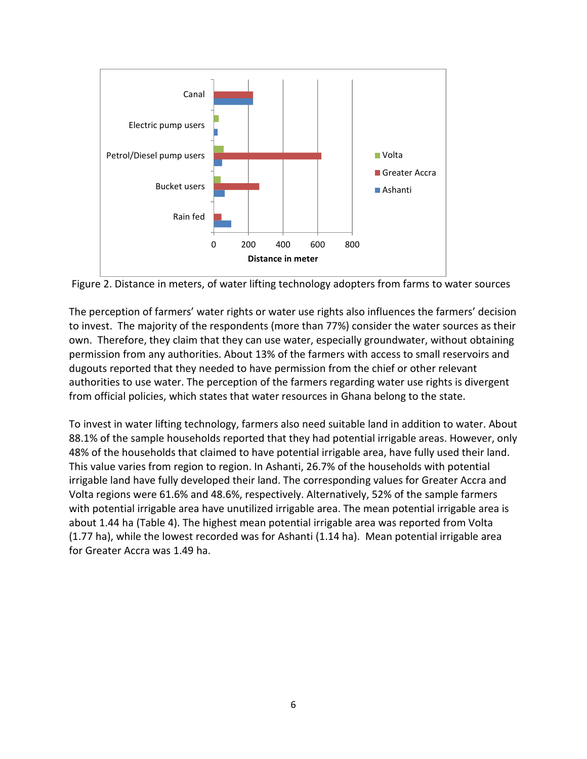Figure 2. Distance in meters, of water lifting technology adopters from farms to water sources

The perception of farmers' water rights or water use rights also influences the farmers' decision to invest. The majority of the respondents (more than 77%) consider the water sources as their own. Therefore, they claim that they can use water, especially groundwater, without obtaining permission from any authorities. About 13% of the farmers with access to small reservoirs and dugouts reported that they needed to have permission from the chief or other relevant authorities to use water. The perception of the farmers regarding water use rights is divergent from official policies, which states that water resources in Ghana belong to the state.

To invest in water lifting technology, farmers also need suitable land in addition to water. About 88.1% of the sample households reported that they had potential irrigable areas. However, only 48% of the households that claimed to have potential irrigable area, have fully used their land. This value varies from region to region. In Ashanti, 26.7% of the households with potential irrigable land have fully developed their land. The corresponding values for Greater Accra and Volta regions were 61.6% and 48.6%, respectively. Alternatively, 52% of the sample farmers with potential irrigable area have unutilized irrigable area. The mean potential irrigable area is about 1.44 ha (Table 4). The highest mean potential irrigable area was reported from Volta (1.77 ha), while the lowest recorded was for Ashanti (1.14 ha). Mean potential irrigable area for Greater Accra was 1.49 ha.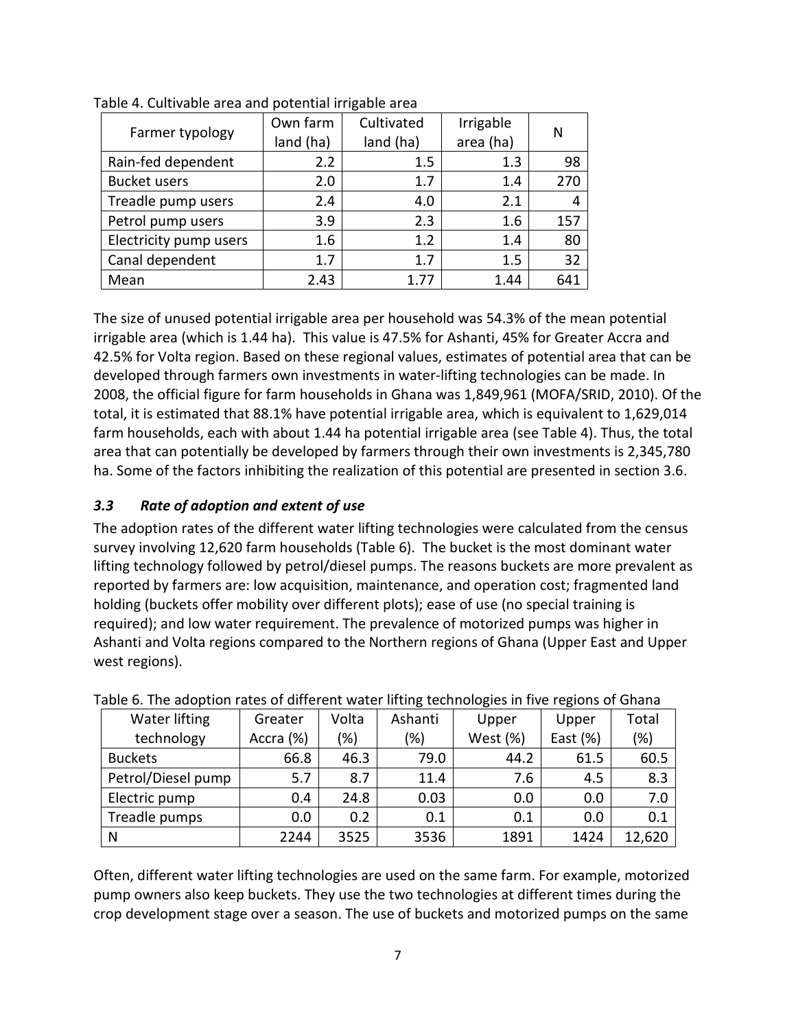Table 4. Cultivable area and potential irrigable area

| Farmer typology | Own farm land (ha) | Cultivated land (ha) | Irrigable area (ha) | N |
|---|---|---|---|---|
| Rain-fed dependent | 2.2 | 1.5 | 1.3 | 98 |
| Bucket users | 2.0 | 1.7 | 1.4 | 270 |
| Treadle pump users | 2.4 | 4.0 | 2.1 | 4 |
| Petrol pump users | 3.9 | 2.3 | 1.6 | 157 |
| Electricity pump users | 1.6 | 1.2 | 1.4 | 80 |
| Canal dependent | 1.7 | 1.7 | 1.5 | 32 |
| Mean | 2.43 | 1.77 | 1.44 | 641 |

The size of unused potential irrigable area per household was 54.3% of the mean potential irrigable area (which is 1.44 ha). This value is 47.5% for Ashanti, 45% for Greater Accra and 42.5% for Volta region. Based on these regional values, estimates of potential area that can be developed through farmers own investments in water-lifting technologies can be made. In 2008, the official figure for farm households in Ghana was 1,849,961 (MOFA/SRID, 2010). Of the total, it is estimated that 88.1% have potential irrigable area, which is equivalent to 1,629,014 farm households, each with about 1.44 ha potential irrigable area (see Table 4). Thus, the total area that can potentially be developed by farmers through their own investments is 2,345,780 ha. Some of the factors inhibiting the realization of this potential are presented in section 3.6.

### *3.3 Rate of adoption and extent of use*

The adoption rates of the different water lifting technologies were calculated from the census survey involving 12,620 farm households (Table 6). The bucket is the most dominant water lifting technology followed by petrol/diesel pumps. The reasons buckets are more prevalent as reported by farmers are: low acquisition, maintenance, and operation cost; fragmented land holding (buckets offer mobility over different plots); ease of use (no special training is required); and low water requirement. The prevalence of motorized pumps was higher in Ashanti and Volta regions compared to the Northern regions of Ghana (Upper East and Upper west regions).

Table 6. The adoption rates of different water lifting technologies in five regions of Ghana

| Water lifting technology | Greater Accra (%) | Volta (%) | Ashanti (%) | Upper West (%) | Upper East (%) | Total (%) |
|---|---|---|---|---|---|---|
| Buckets | 66.8 | 46.3 | 79.0 | 44.2 | 61.5 | 60.5 |
| Petrol/Diesel pump | 5.7 | 8.7 | 11.4 | 7.6 | 4.5 | 8.3 |
| Electric pump | 0.4 | 24.8 | 0.03 | 0.0 | 0.0 | 7.0 |
| Treadle pumps | 0.0 | 0.2 | 0.1 | 0.1 | 0.0 | 0.1 |
| N | 2244 | 3525 | 3536 | 1891 | 1424 | 12,620 |

Often, different water lifting technologies are used on the same farm. For example, motorized pump owners also keep buckets. They use the two technologies at different times during the crop development stage over a season. The use of buckets and motorized pumps on the same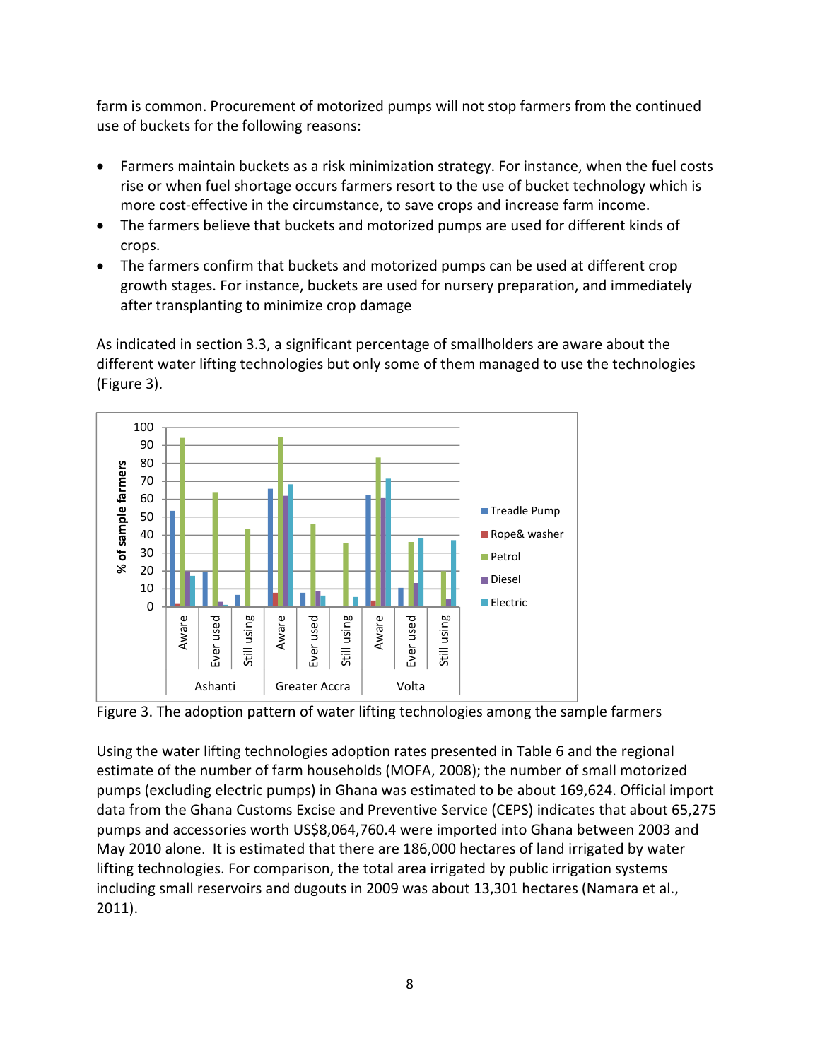farm is common. Procurement of motorized pumps will not stop farmers from the continued use of buckets for the following reasons:

- Farmers maintain buckets as a risk minimization strategy. For instance, when the fuel costs rise or when fuel shortage occurs farmers resort to the use of bucket technology which is more cost-effective in the circumstance, to save crops and increase farm income.
- The farmers believe that buckets and motorized pumps are used for different kinds of crops.
- The farmers confirm that buckets and motorized pumps can be used at different crop growth stages. For instance, buckets are used for nursery preparation, and immediately after transplanting to minimize crop damage

As indicated in section 3.3, a significant percentage of smallholders are aware about the different water lifting technologies but only some of them managed to use the technologies (Figure 3).

Figure 3. The adoption pattern of water lifting technologies among the sample farmers

Using the water lifting technologies adoption rates presented in Table 6 and the regional estimate of the number of farm households (MOFA, 2008); the number of small motorized pumps (excluding electric pumps) in Ghana was estimated to be about 169,624. Official import data from the Ghana Customs Excise and Preventive Service (CEPS) indicates that about 65,275 pumps and accessories worth US$8,064,760.4 were imported into Ghana between 2003 and May 2010 alone. It is estimated that there are 186,000 hectares of land irrigated by water lifting technologies. For comparison, the total area irrigated by public irrigation systems including small reservoirs and dugouts in 2009 was about 13,301 hectares (Namara et al., 2011).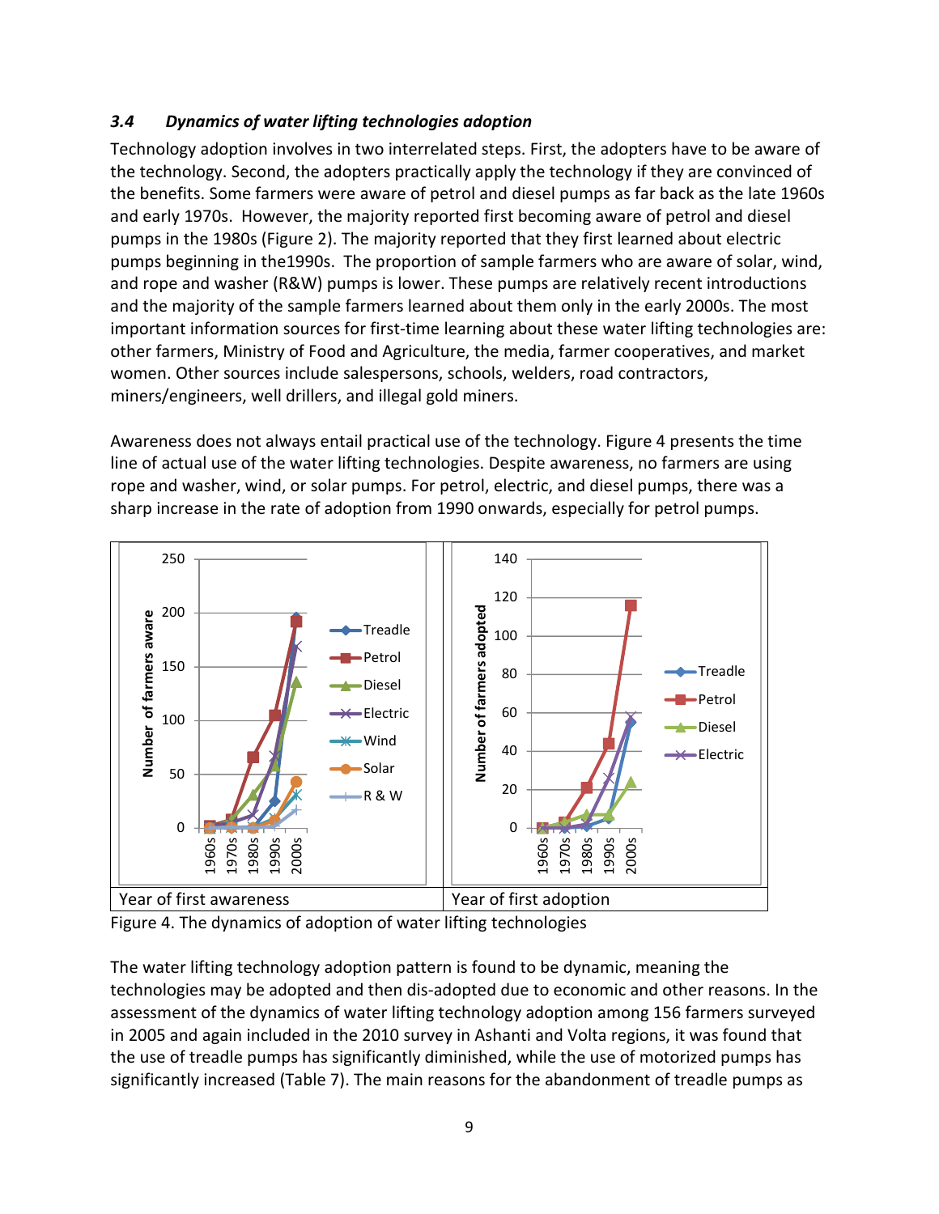### *3.4 Dynamics of water lifting technologies adoption*

Technology adoption involves in two interrelated steps. First, the adopters have to be aware of the technology. Second, the adopters practically apply the technology if they are convinced of the benefits. Some farmers were aware of petrol and diesel pumps as far back as the late 1960s and early 1970s. However, the majority reported first becoming aware of petrol and diesel pumps in the 1980s (Figure 2). The majority reported that they first learned about electric pumps beginning in the1990s. The proportion of sample farmers who are aware of solar, wind, and rope and washer (R&W) pumps is lower. These pumps are relatively recent introductions and the majority of the sample farmers learned about them only in the early 2000s. The most important information sources for first-time learning about these water lifting technologies are: other farmers, Ministry of Food and Agriculture, the media, farmer cooperatives, and market women. Other sources include salespersons, schools, welders, road contractors, miners/engineers, well drillers, and illegal gold miners.

Awareness does not always entail practical use of the technology. Figure 4 presents the time line of actual use of the water lifting technologies. Despite awareness, no farmers are using rope and washer, wind, or solar pumps. For petrol, electric, and diesel pumps, there was a sharp increase in the rate of adoption from 1990 onwards, especially for petrol pumps.

| Year of first awareness | Year of first adoption |
|---|---|

Figure 4. The dynamics of adoption of water lifting technologies

The water lifting technology adoption pattern is found to be dynamic, meaning the technologies may be adopted and then dis-adopted due to economic and other reasons. In the assessment of the dynamics of water lifting technology adoption among 156 farmers surveyed in 2005 and again included in the 2010 survey in Ashanti and Volta regions, it was found that the use of treadle pumps has significantly diminished, while the use of motorized pumps has significantly increased (Table 7). The main reasons for the abandonment of treadle pumps as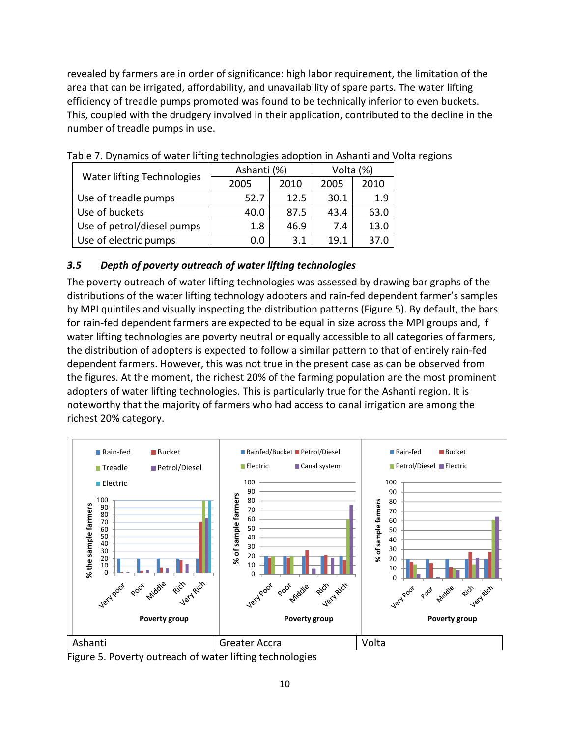revealed by farmers are in order of significance: high labor requirement, the limitation of the area that can be irrigated, affordability, and unavailability of spare parts. The water lifting efficiency of treadle pumps promoted was found to be technically inferior to even buckets. This, coupled with the drudgery involved in their application, contributed to the decline in the number of treadle pumps in use.

Table 7. Dynamics of water lifting technologies adoption in Ashanti and Volta regions

| Water lifting Technologies | Ashanti (%) | | Volta (%) | |
|---|---|---|---|---|
| | 2005 | 2010 | 2005 | 2010 |
| Use of treadle pumps | 52.7 | 12.5 | 30.1 | 1.9 |
| Use of buckets | 40.0 | 87.5 | 43.4 | 63.0 |
| Use of petrol/diesel pumps | 1.8 | 46.9 | 7.4 | 13.0 |
| Use of electric pumps | 0.0 | 3.1 | 19.1 | 37.0 |

### *3.5 Depth of poverty outreach of water lifting technologies*

The poverty outreach of water lifting technologies was assessed by drawing bar graphs of the distributions of the water lifting technology adopters and rain-fed dependent farmer's samples by MPI quintiles and visually inspecting the distribution patterns (Figure 5). By default, the bars for rain-fed dependent farmers are expected to be equal in size across the MPI groups and, if water lifting technologies are poverty neutral or equally accessible to all categories of farmers, the distribution of adopters is expected to follow a similar pattern to that of entirely rain-fed dependent farmers. However, this was not true in the present case as can be observed from the figures. At the moment, the richest 20% of the farming population are the most prominent adopters of water lifting technologies. This is particularly true for the Ashanti region. It is noteworthy that the majority of farmers who had access to canal irrigation are among the richest 20% category.

| Ashanti | Greater Accra | Volta |
|---|---|---|

Figure 5. Poverty outreach of water lifting technologies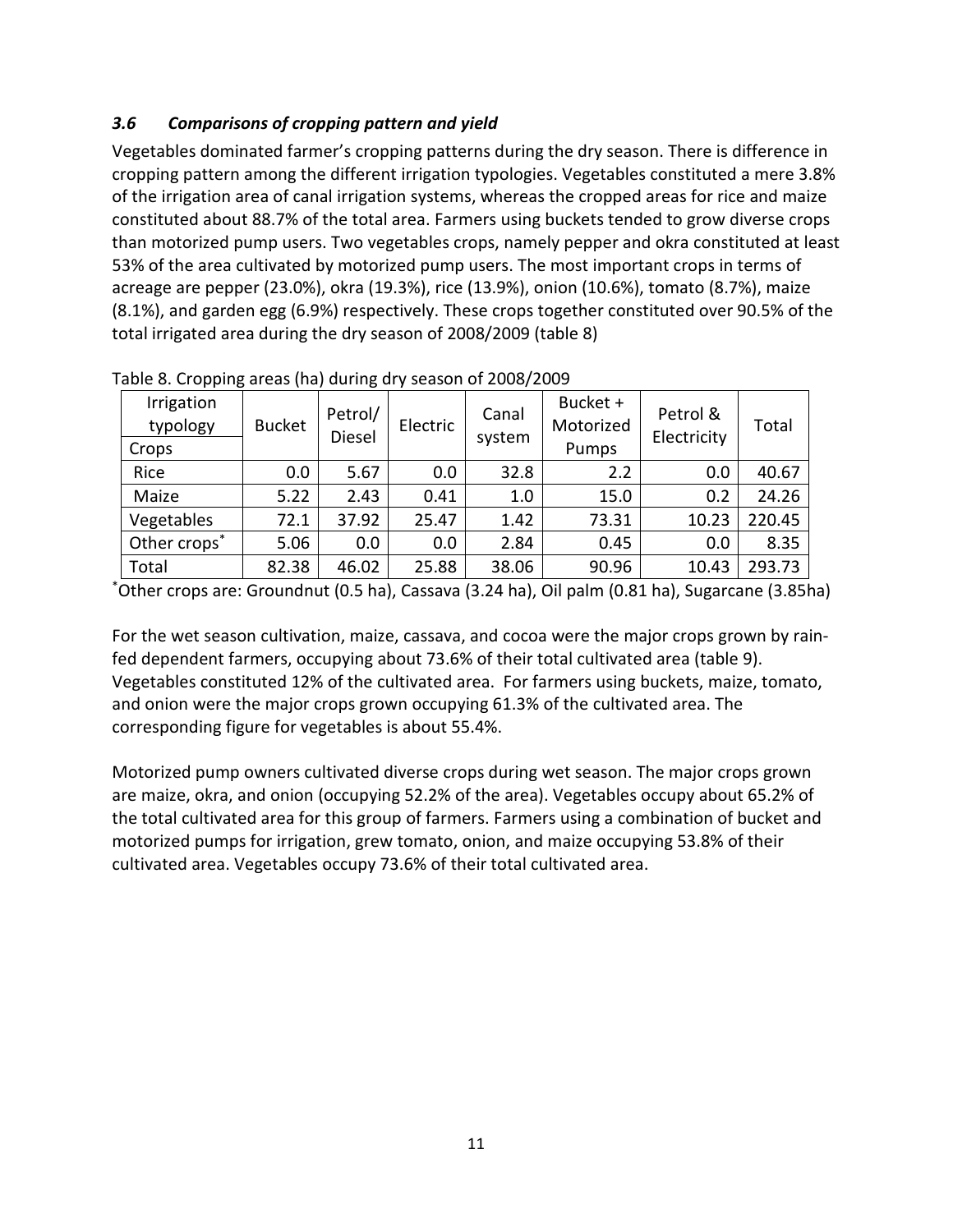### *3.6 Comparisons of cropping pattern and yield*

Vegetables dominated farmer's cropping patterns during the dry season. There is difference in cropping pattern among the different irrigation typologies. Vegetables constituted a mere 3.8% of the irrigation area of canal irrigation systems, whereas the cropped areas for rice and maize constituted about 88.7% of the total area. Farmers using buckets tended to grow diverse crops than motorized pump users. Two vegetables crops, namely pepper and okra constituted at least 53% of the area cultivated by motorized pump users. The most important crops in terms of acreage are pepper (23.0%), okra (19.3%), rice (13.9%), onion (10.6%), tomato (8.7%), maize (8.1%), and garden egg (6.9%) respectively. These crops together constituted over 90.5% of the total irrigated area during the dry season of 2008/2009 (table 8)

Table 8. Cropping areas (ha) during dry season of 2008/2009

| Irrigation typology / Crops | Bucket | Petrol/ Diesel | Electric | Canal system | Bucket + Motorized Pumps | Petrol & Electricity | Total |
|---|---|---|---|---|---|---|---|
| Rice | 0.0 | 5.67 | 0.0 | 32.8 | 2.2 | 0.0 | 40.67 |
| Maize | 5.22 | 2.43 | 0.41 | 1.0 | 15.0 | 0.2 | 24.26 |
| Vegetables | 72.1 | 37.92 | 25.47 | 1.42 | 73.31 | 10.23 | 220.45 |
| Other crops* | 5.06 | 0.0 | 0.0 | 2.84 | 0.45 | 0.0 | 8.35 |
| Total | 82.38 | 46.02 | 25.88 | 38.06 | 90.96 | 10.43 | 293.73 |

*Other crops are: Groundnut (0.5 ha), Cassava (3.24 ha), Oil palm (0.81 ha), Sugarcane (3.85ha)

For the wet season cultivation, maize, cassava, and cocoa were the major crops grown by rain-fed dependent farmers, occupying about 73.6% of their total cultivated area (table 9). Vegetables constituted 12% of the cultivated area. For farmers using buckets, maize, tomato, and onion were the major crops grown occupying 61.3% of the cultivated area. The corresponding figure for vegetables is about 55.4%.

Motorized pump owners cultivated diverse crops during wet season. The major crops grown are maize, okra, and onion (occupying 52.2% of the area). Vegetables occupy about 65.2% of the total cultivated area for this group of farmers. Farmers using a combination of bucket and motorized pumps for irrigation, grew tomato, onion, and maize occupying 53.8% of their cultivated area. Vegetables occupy 73.6% of their total cultivated area.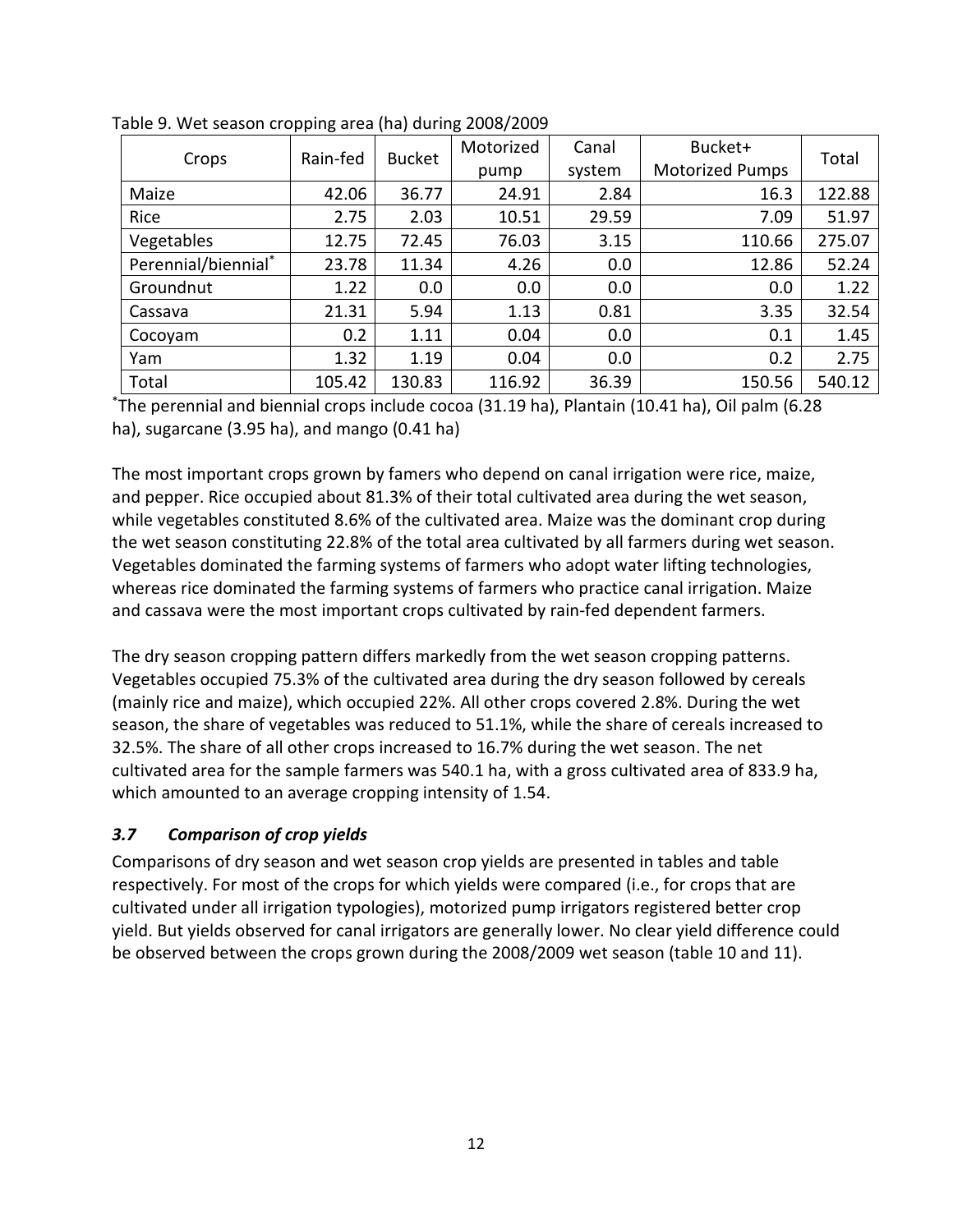Table 9. Wet season cropping area (ha) during 2008/2009

| Crops | Rain-fed | Bucket | Motorized pump | Canal system | Bucket+ Motorized Pumps | Total |
|---|---|---|---|---|---|---|
| Maize | 42.06 | 36.77 | 24.91 | 2.84 | 16.3 | 122.88 |
| Rice | 2.75 | 2.03 | 10.51 | 29.59 | 7.09 | 51.97 |
| Vegetables | 12.75 | 72.45 | 76.03 | 3.15 | 110.66 | 275.07 |
| Perennial/biennial* | 23.78 | 11.34 | 4.26 | 0.0 | 12.86 | 52.24 |
| Groundnut | 1.22 | 0.0 | 0.0 | 0.0 | 0.0 | 1.22 |
| Cassava | 21.31 | 5.94 | 1.13 | 0.81 | 3.35 | 32.54 |
| Cocoyam | 0.2 | 1.11 | 0.04 | 0.0 | 0.1 | 1.45 |
| Yam | 1.32 | 1.19 | 0.04 | 0.0 | 0.2 | 2.75 |
| Total | 105.42 | 130.83 | 116.92 | 36.39 | 150.56 | 540.12 |

*The perennial and biennial crops include cocoa (31.19 ha), Plantain (10.41 ha), Oil palm (6.28 ha), sugarcane (3.95 ha), and mango (0.41 ha)

The most important crops grown by famers who depend on canal irrigation were rice, maize, and pepper. Rice occupied about 81.3% of their total cultivated area during the wet season, while vegetables constituted 8.6% of the cultivated area. Maize was the dominant crop during the wet season constituting 22.8% of the total area cultivated by all farmers during wet season. Vegetables dominated the farming systems of farmers who adopt water lifting technologies, whereas rice dominated the farming systems of farmers who practice canal irrigation. Maize and cassava were the most important crops cultivated by rain-fed dependent farmers.

The dry season cropping pattern differs markedly from the wet season cropping patterns. Vegetables occupied 75.3% of the cultivated area during the dry season followed by cereals (mainly rice and maize), which occupied 22%. All other crops covered 2.8%. During the wet season, the share of vegetables was reduced to 51.1%, while the share of cereals increased to 32.5%. The share of all other crops increased to 16.7% during the wet season. The net cultivated area for the sample farmers was 540.1 ha, with a gross cultivated area of 833.9 ha, which amounted to an average cropping intensity of 1.54.

### *3.7 Comparison of crop yields*

Comparisons of dry season and wet season crop yields are presented in tables and table respectively. For most of the crops for which yields were compared (i.e., for crops that are cultivated under all irrigation typologies), motorized pump irrigators registered better crop yield. But yields observed for canal irrigators are generally lower. No clear yield difference could be observed between the crops grown during the 2008/2009 wet season (table 10 and 11).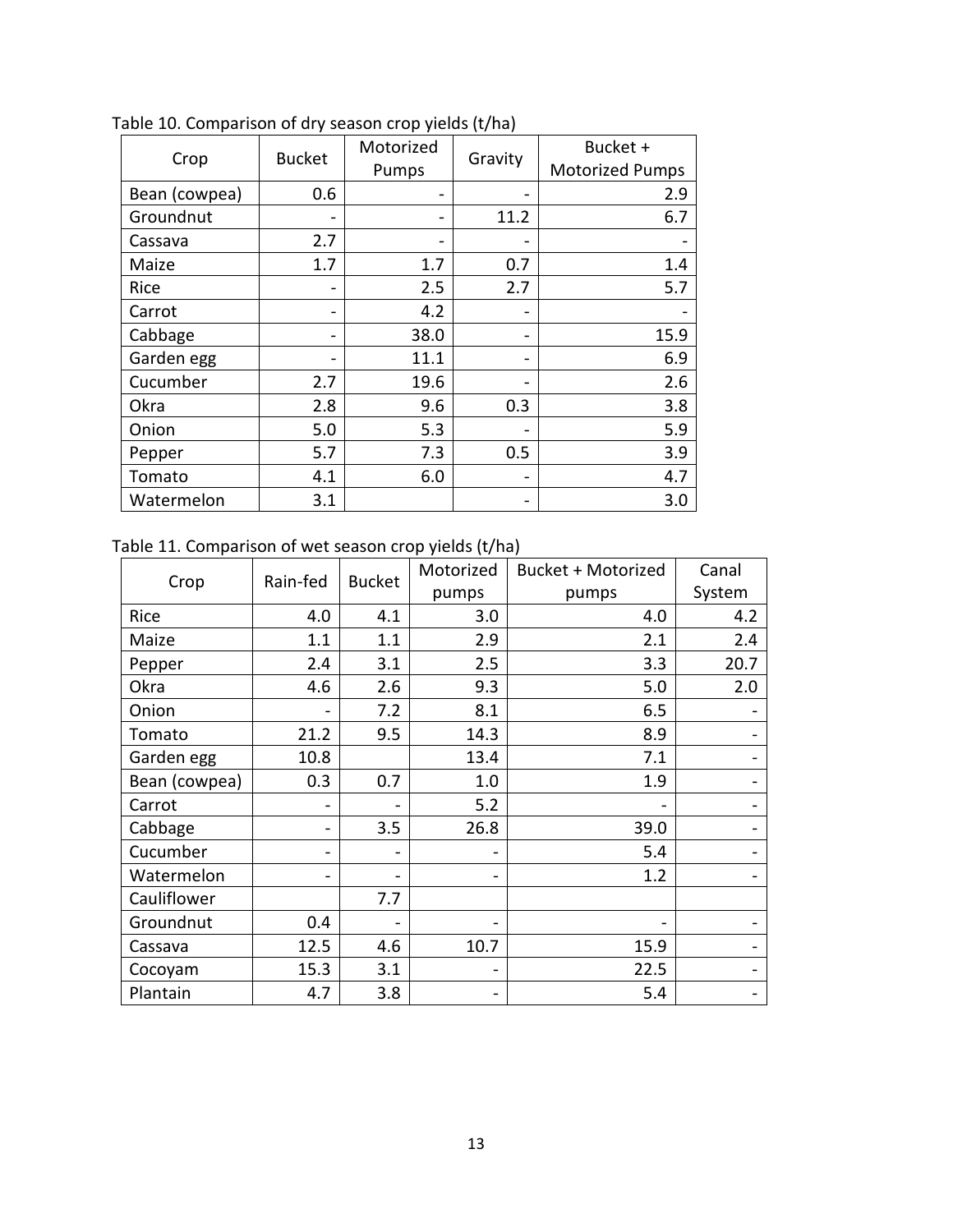Table 10. Comparison of dry season crop yields (t/ha)

| Crop | Bucket | Motorized Pumps | Gravity | Bucket + Motorized Pumps |
|---|---|---|---|---|
| Bean (cowpea) | 0.6 | - | - | 2.9 |
| Groundnut | - | - | 11.2 | 6.7 |
| Cassava | 2.7 | - | - | - |
| Maize | 1.7 | 1.7 | 0.7 | 1.4 |
| Rice | - | 2.5 | 2.7 | 5.7 |
| Carrot | - | 4.2 | - | - |
| Cabbage | - | 38.0 | - | 15.9 |
| Garden egg | - | 11.1 | - | 6.9 |
| Cucumber | 2.7 | 19.6 | - | 2.6 |
| Okra | 2.8 | 9.6 | 0.3 | 3.8 |
| Onion | 5.0 | 5.3 | - | 5.9 |
| Pepper | 5.7 | 7.3 | 0.5 | 3.9 |
| Tomato | 4.1 | 6.0 | - | 4.7 |
| Watermelon | 3.1 | | - | 3.0 |

Table 11. Comparison of wet season crop yields (t/ha)

| Crop | Rain-fed | Bucket | Motorized pumps | Bucket + Motorized pumps | Canal System |
|---|---|---|---|---|---|
| Rice | 4.0 | 4.1 | 3.0 | 4.0 | 4.2 |
| Maize | 1.1 | 1.1 | 2.9 | 2.1 | 2.4 |
| Pepper | 2.4 | 3.1 | 2.5 | 3.3 | 20.7 |
| Okra | 4.6 | 2.6 | 9.3 | 5.0 | 2.0 |
| Onion | - | 7.2 | 8.1 | 6.5 | - |
| Tomato | 21.2 | 9.5 | 14.3 | 8.9 | - |
| Garden egg | 10.8 | | 13.4 | 7.1 | - |
| Bean (cowpea) | 0.3 | 0.7 | 1.0 | 1.9 | - |
| Carrot | - | - | 5.2 | - | - |
| Cabbage | - | 3.5 | 26.8 | 39.0 | - |
| Cucumber | - | - | - | 5.4 | - |
| Watermelon | - | - | - | 1.2 | - |
| Cauliflower | | 7.7 | | | |
| Groundnut | 0.4 | - | - | - | - |
| Cassava | 12.5 | 4.6 | 10.7 | 15.9 | - |
| Cocoyam | 15.3 | 3.1 | - | 22.5 | - |
| Plantain | 4.7 | 3.8 | - | 5.4 | - |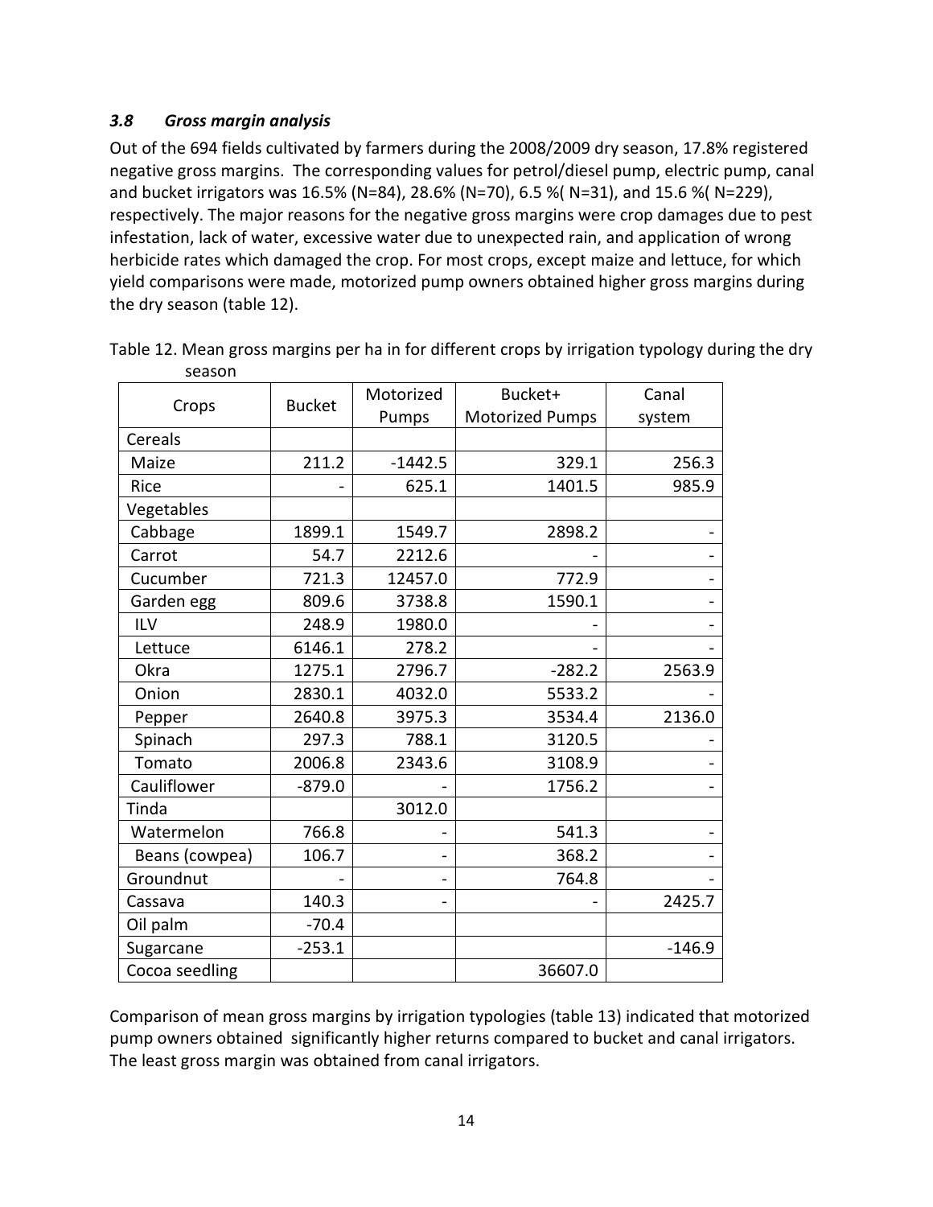### *3.8 Gross margin analysis*

Out of the 694 fields cultivated by farmers during the 2008/2009 dry season, 17.8% registered negative gross margins. The corresponding values for petrol/diesel pump, electric pump, canal and bucket irrigators was 16.5% (N=84), 28.6% (N=70), 6.5 %( N=31), and 15.6 %( N=229), respectively. The major reasons for the negative gross margins were crop damages due to pest infestation, lack of water, excessive water due to unexpected rain, and application of wrong herbicide rates which damaged the crop. For most crops, except maize and lettuce, for which yield comparisons were made, motorized pump owners obtained higher gross margins during the dry season (table 12).

Table 12. Mean gross margins per ha in for different crops by irrigation typology during the dry season

| Crops | Bucket | Motorized Pumps | Bucket+ Motorized Pumps | Canal system |
|---|---|---|---|---|
| Cereals | | | | |
| Maize | 211.2 | -1442.5 | 329.1 | 256.3 |
| Rice | - | 625.1 | 1401.5 | 985.9 |
| Vegetables | | | | |
| Cabbage | 1899.1 | 1549.7 | 2898.2 | - |
| Carrot | 54.7 | 2212.6 | - | - |
| Cucumber | 721.3 | 12457.0 | 772.9 | - |
| Garden egg | 809.6 | 3738.8 | 1590.1 | - |
| ILV | 248.9 | 1980.0 | - | - |
| Lettuce | 6146.1 | 278.2 | - | - |
| Okra | 1275.1 | 2796.7 | -282.2 | 2563.9 |
| Onion | 2830.1 | 4032.0 | 5533.2 | - |
| Pepper | 2640.8 | 3975.3 | 3534.4 | 2136.0 |
| Spinach | 297.3 | 788.1 | 3120.5 | - |
| Tomato | 2006.8 | 2343.6 | 3108.9 | - |
| Cauliflower | -879.0 | - | 1756.2 | - |
| Tinda | | 3012.0 | | |
| Watermelon | 766.8 | - | 541.3 | - |
| Beans (cowpea) | 106.7 | - | 368.2 | - |
| Groundnut | - | - | 764.8 | - |
| Cassava | 140.3 | - | - | 2425.7 |
| Oil palm | -70.4 | | | |
| Sugarcane | -253.1 | | | -146.9 |
| Cocoa seedling | | | 36607.0 | |

Comparison of mean gross margins by irrigation typologies (table 13) indicated that motorized pump owners obtained significantly higher returns compared to bucket and canal irrigators. The least gross margin was obtained from canal irrigators.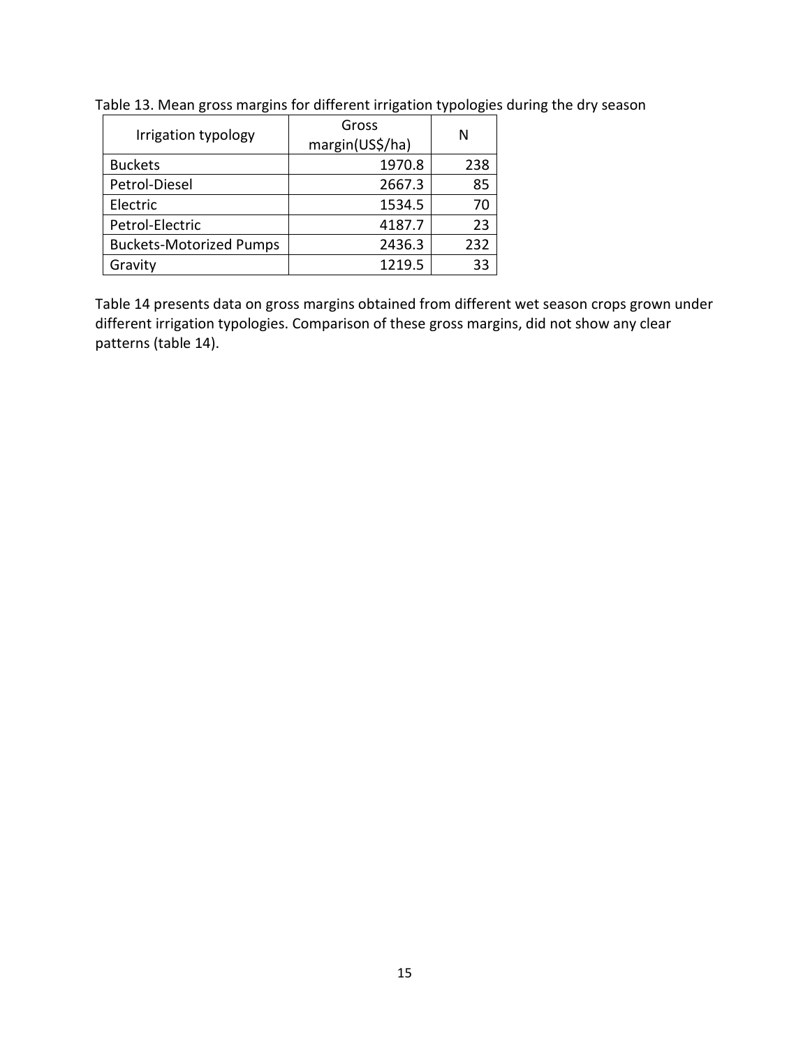Table 13. Mean gross margins for different irrigation typologies during the dry season

| Irrigation typology | Gross margin(US$/ha) | N |
|---|---|---|
| Buckets | 1970.8 | 238 |
| Petrol-Diesel | 2667.3 | 85 |
| Electric | 1534.5 | 70 |
| Petrol-Electric | 4187.7 | 23 |
| Buckets-Motorized Pumps | 2436.3 | 232 |
| Gravity | 1219.5 | 33 |

Table 14 presents data on gross margins obtained from different wet season crops grown under different irrigation typologies. Comparison of these gross margins, did not show any clear patterns (table 14).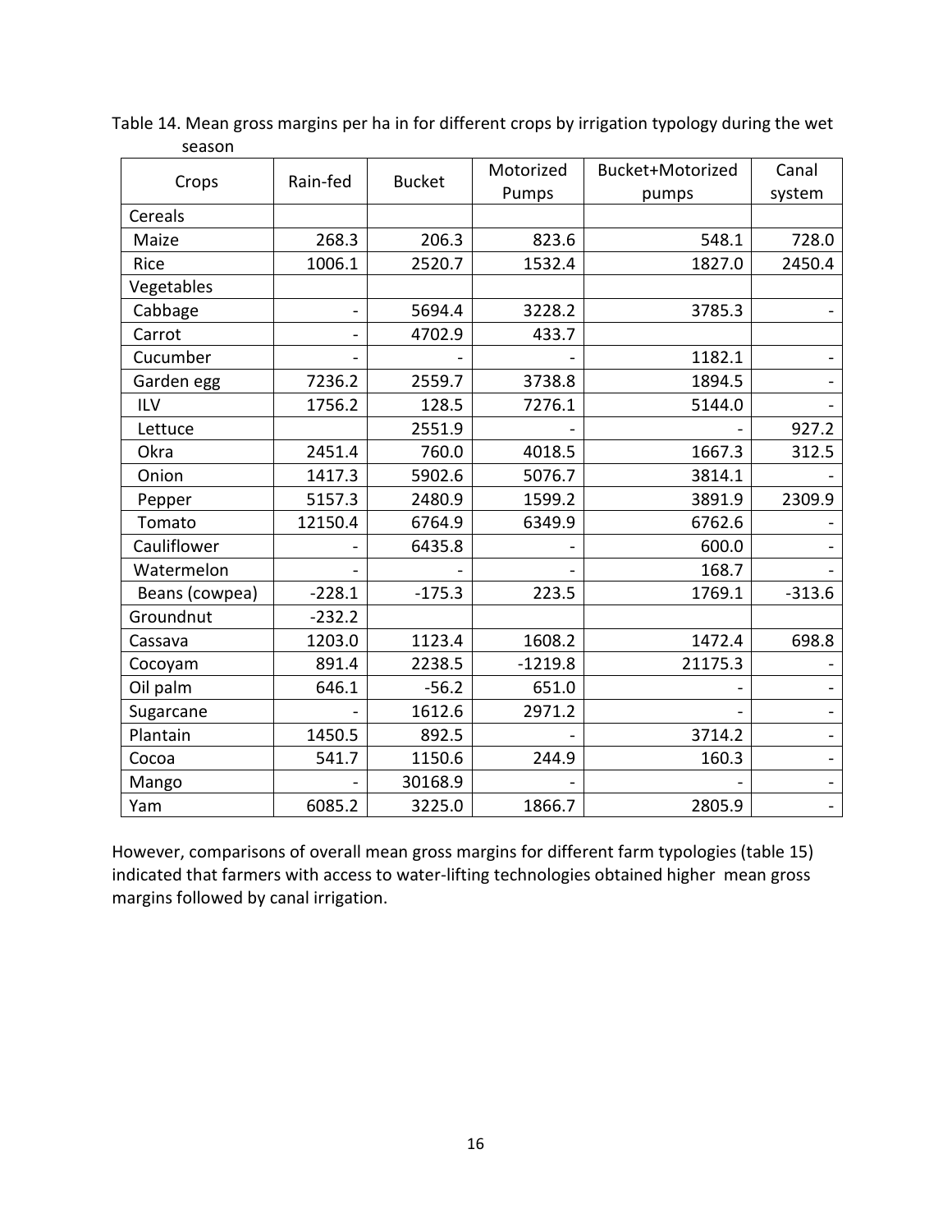Table 14. Mean gross margins per ha in for different crops by irrigation typology during the wet season

| Crops | Rain-fed | Bucket | Motorized Pumps | Bucket+Motorized pumps | Canal system |
|---|---|---|---|---|---|
| Cereals | | | | | |
| Maize | 268.3 | 206.3 | 823.6 | 548.1 | 728.0 |
| Rice | 1006.1 | 2520.7 | 1532.4 | 1827.0 | 2450.4 |
| Vegetables | | | | | |
| Cabbage | - | 5694.4 | 3228.2 | 3785.3 | - |
| Carrot | - | 4702.9 | 433.7 | | |
| Cucumber | - | - | - | 1182.1 | - |
| Garden egg | 7236.2 | 2559.7 | 3738.8 | 1894.5 | - |
| ILV | 1756.2 | 128.5 | 7276.1 | 5144.0 | - |
| Lettuce | | 2551.9 | - | - | 927.2 |
| Okra | 2451.4 | 760.0 | 4018.5 | 1667.3 | 312.5 |
| Onion | 1417.3 | 5902.6 | 5076.7 | 3814.1 | - |
| Pepper | 5157.3 | 2480.9 | 1599.2 | 3891.9 | 2309.9 |
| Tomato | 12150.4 | 6764.9 | 6349.9 | 6762.6 | - |
| Cauliflower | - | 6435.8 | - | 600.0 | - |
| Watermelon | - | - | - | 168.7 | - |
| Beans (cowpea) | -228.1 | -175.3 | 223.5 | 1769.1 | -313.6 |
| Groundnut | -232.2 | | | | |
| Cassava | 1203.0 | 1123.4 | 1608.2 | 1472.4 | 698.8 |
| Cocoyam | 891.4 | 2238.5 | -1219.8 | 21175.3 | - |
| Oil palm | 646.1 | -56.2 | 651.0 | - | - |
| Sugarcane | - | 1612.6 | 2971.2 | - | - |
| Plantain | 1450.5 | 892.5 | - | 3714.2 | - |
| Cocoa | 541.7 | 1150.6 | 244.9 | 160.3 | - |
| Mango | - | 30168.9 | - | - | - |
| Yam | 6085.2 | 3225.0 | 1866.7 | 2805.9 | - |

However, comparisons of overall mean gross margins for different farm typologies (table 15) indicated that farmers with access to water-lifting technologies obtained higher mean gross margins followed by canal irrigation.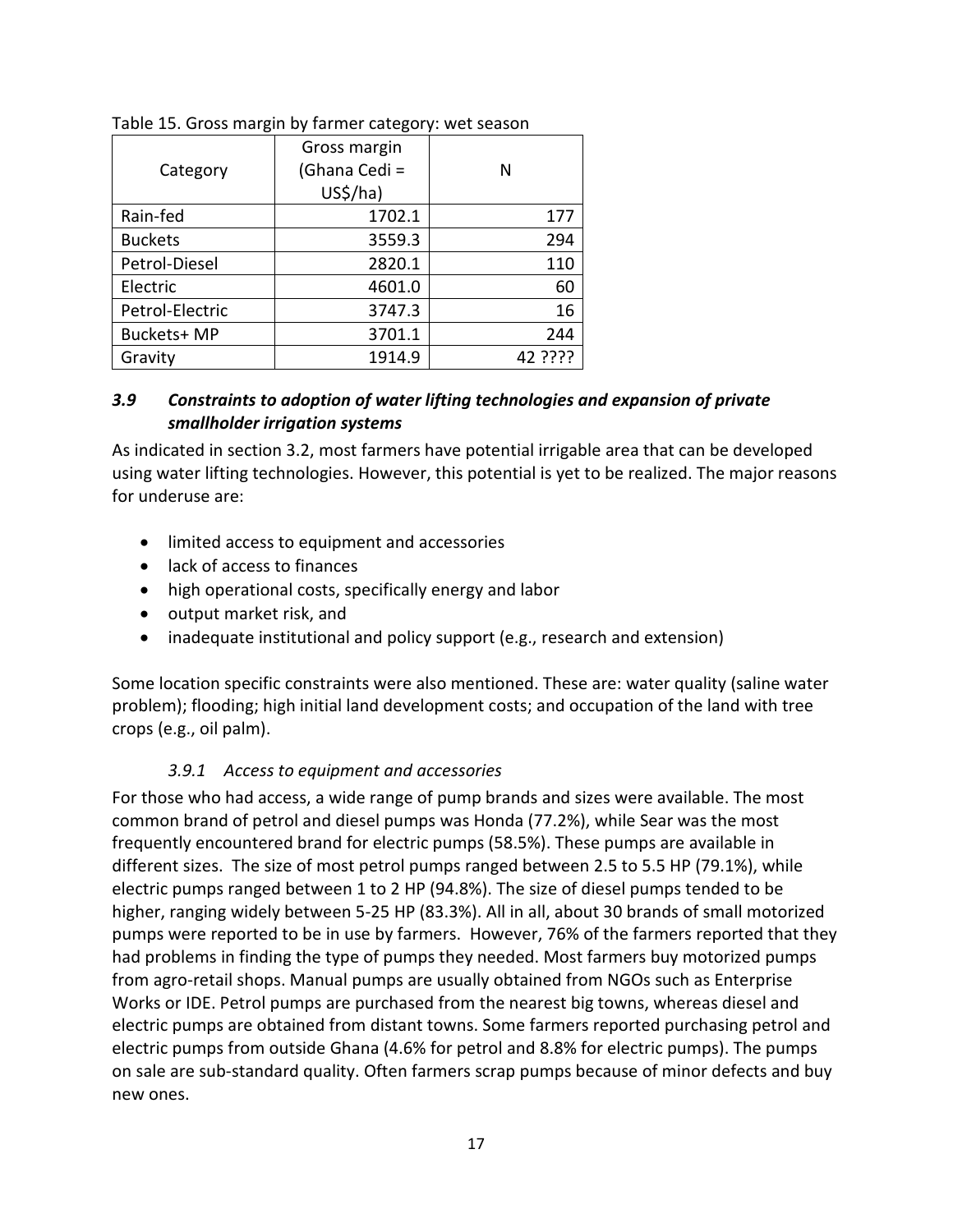Table 15. Gross margin by farmer category: wet season

| Category | Gross margin (Ghana Cedi = US$/ha) | N |
|---|---|---|
| Rain-fed | 1702.1 | 177 |
| Buckets | 3559.3 | 294 |
| Petrol-Diesel | 2820.1 | 110 |
| Electric | 4601.0 | 60 |
| Petrol-Electric | 3747.3 | 16 |
| Buckets+ MP | 3701.1 | 244 |
| Gravity | 1914.9 | 42 ???? |

### *3.9 Constraints to adoption of water lifting technologies and expansion of private smallholder irrigation systems*

As indicated in section 3.2, most farmers have potential irrigable area that can be developed using water lifting technologies. However, this potential is yet to be realized. The major reasons for underuse are:

- limited access to equipment and accessories
- lack of access to finances
- high operational costs, specifically energy and labor
- output market risk, and
- inadequate institutional and policy support (e.g., research and extension)

Some location specific constraints were also mentioned. These are: water quality (saline water problem); flooding; high initial land development costs; and occupation of the land with tree crops (e.g., oil palm).

#### *3.9.1 Access to equipment and accessories*

For those who had access, a wide range of pump brands and sizes were available. The most common brand of petrol and diesel pumps was Honda (77.2%), while Sear was the most frequently encountered brand for electric pumps (58.5%). These pumps are available in different sizes. The size of most petrol pumps ranged between 2.5 to 5.5 HP (79.1%), while electric pumps ranged between 1 to 2 HP (94.8%). The size of diesel pumps tended to be higher, ranging widely between 5-25 HP (83.3%). All in all, about 30 brands of small motorized pumps were reported to be in use by farmers. However, 76% of the farmers reported that they had problems in finding the type of pumps they needed. Most farmers buy motorized pumps from agro-retail shops. Manual pumps are usually obtained from NGOs such as Enterprise Works or IDE. Petrol pumps are purchased from the nearest big towns, whereas diesel and electric pumps are obtained from distant towns. Some farmers reported purchasing petrol and electric pumps from outside Ghana (4.6% for petrol and 8.8% for electric pumps). The pumps on sale are sub-standard quality. Often farmers scrap pumps because of minor defects and buy new ones.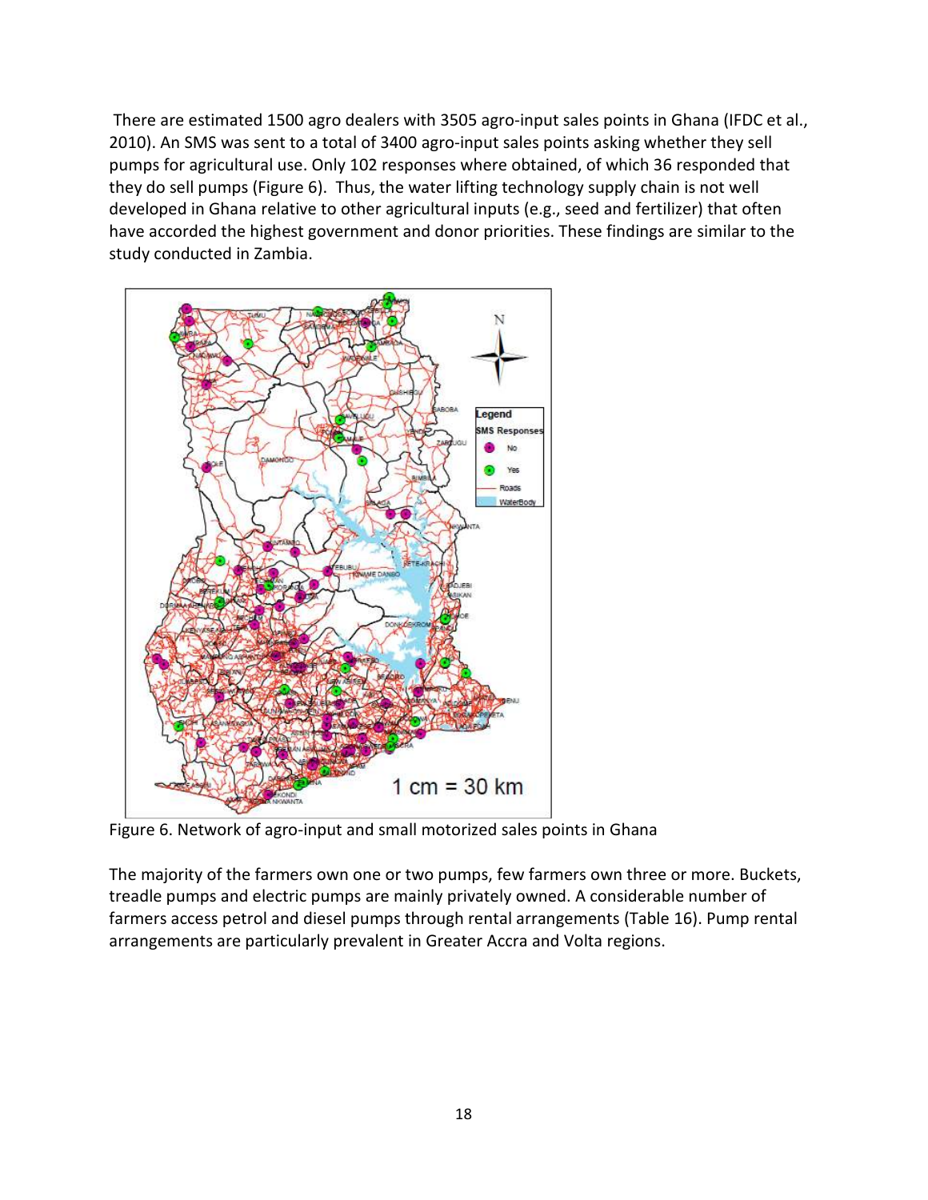There are estimated 1500 agro dealers with 3505 agro-input sales points in Ghana (IFDC et al., 2010). An SMS was sent to a total of 3400 agro-input sales points asking whether they sell pumps for agricultural use. Only 102 responses where obtained, of which 36 responded that they do sell pumps (Figure 6). Thus, the water lifting technology supply chain is not well developed in Ghana relative to other agricultural inputs (e.g., seed and fertilizer) that often have accorded the highest government and donor priorities. These findings are similar to the study conducted in Zambia.

Figure 6. Network of agro-input and small motorized sales points in Ghana

The majority of the farmers own one or two pumps, few farmers own three or more. Buckets, treadle pumps and electric pumps are mainly privately owned. A considerable number of farmers access petrol and diesel pumps through rental arrangements (Table 16). Pump rental arrangements are particularly prevalent in Greater Accra and Volta regions.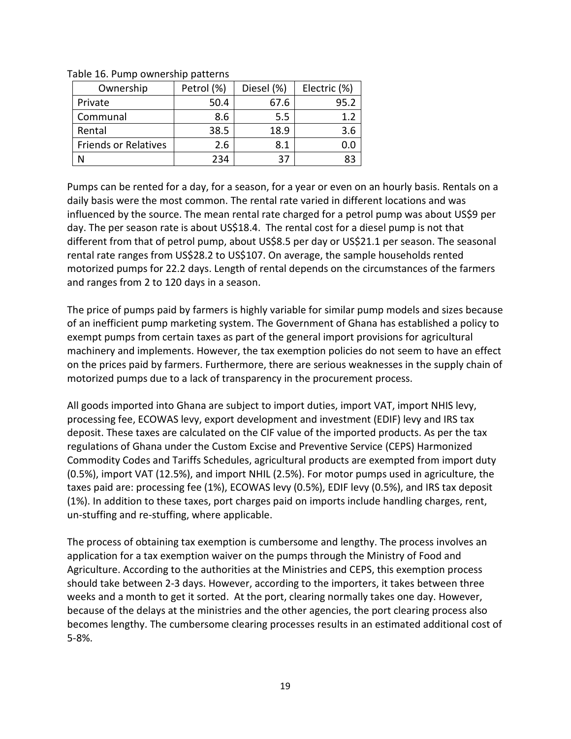Table 16. Pump ownership patterns

| Ownership | Petrol (%) | Diesel (%) | Electric (%) |
|---|---|---|---|
| Private | 50.4 | 67.6 | 95.2 |
| Communal | 8.6 | 5.5 | 1.2 |
| Rental | 38.5 | 18.9 | 3.6 |
| Friends or Relatives | 2.6 | 8.1 | 0.0 |
| N | 234 | 37 | 83 |

Pumps can be rented for a day, for a season, for a year or even on an hourly basis. Rentals on a daily basis were the most common. The rental rate varied in different locations and was influenced by the source. The mean rental rate charged for a petrol pump was about US$9 per day. The per season rate is about US$18.4. The rental cost for a diesel pump is not that different from that of petrol pump, about US$8.5 per day or US$21.1 per season. The seasonal rental rate ranges from US$28.2 to US$107. On average, the sample households rented motorized pumps for 22.2 days. Length of rental depends on the circumstances of the farmers and ranges from 2 to 120 days in a season.

The price of pumps paid by farmers is highly variable for similar pump models and sizes because of an inefficient pump marketing system. The Government of Ghana has established a policy to exempt pumps from certain taxes as part of the general import provisions for agricultural machinery and implements. However, the tax exemption policies do not seem to have an effect on the prices paid by farmers. Furthermore, there are serious weaknesses in the supply chain of motorized pumps due to a lack of transparency in the procurement process.

All goods imported into Ghana are subject to import duties, import VAT, import NHIS levy, processing fee, ECOWAS levy, export development and investment (EDIF) levy and IRS tax deposit. These taxes are calculated on the CIF value of the imported products. As per the tax regulations of Ghana under the Custom Excise and Preventive Service (CEPS) Harmonized Commodity Codes and Tariffs Schedules, agricultural products are exempted from import duty (0.5%), import VAT (12.5%), and import NHIL (2.5%). For motor pumps used in agriculture, the taxes paid are: processing fee (1%), ECOWAS levy (0.5%), EDIF levy (0.5%), and IRS tax deposit (1%). In addition to these taxes, port charges paid on imports include handling charges, rent, un-stuffing and re-stuffing, where applicable.

The process of obtaining tax exemption is cumbersome and lengthy. The process involves an application for a tax exemption waiver on the pumps through the Ministry of Food and Agriculture. According to the authorities at the Ministries and CEPS, this exemption process should take between 2-3 days. However, according to the importers, it takes between three weeks and a month to get it sorted. At the port, clearing normally takes one day. However, because of the delays at the ministries and the other agencies, the port clearing process also becomes lengthy. The cumbersome clearing processes results in an estimated additional cost of 5-8%.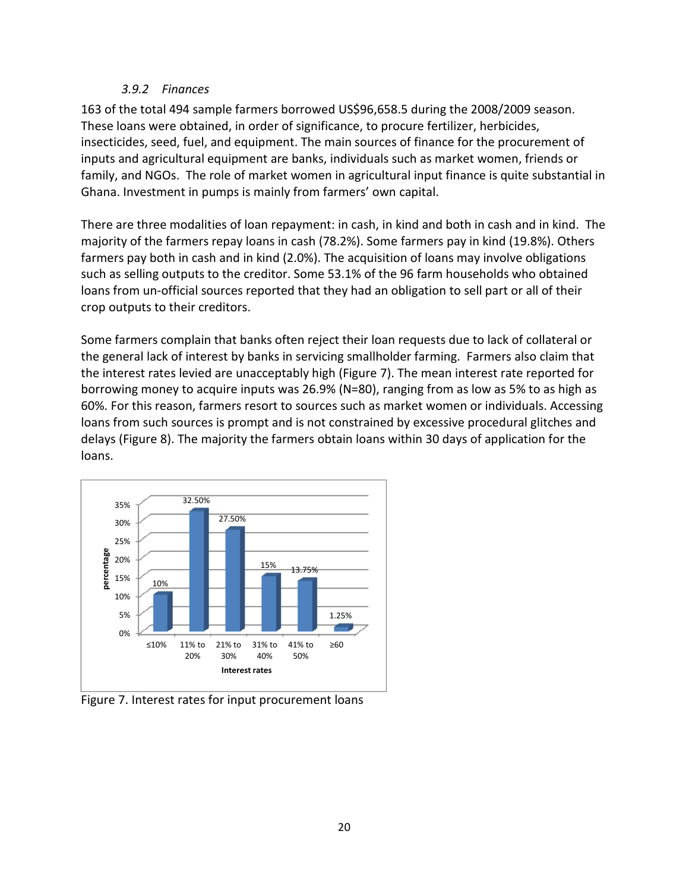### 3.9.2 Finances

163 of the total 494 sample farmers borrowed US$96,658.5 during the 2008/2009 season. These loans were obtained, in order of significance, to procure fertilizer, herbicides, insecticides, seed, fuel, and equipment. The main sources of finance for the procurement of inputs and agricultural equipment are banks, individuals such as market women, friends or family, and NGOs. The role of market women in agricultural input finance is quite substantial in Ghana. Investment in pumps is mainly from farmers' own capital.

There are three modalities of loan repayment: in cash, in kind and both in cash and in kind. The majority of the farmers repay loans in cash (78.2%). Some farmers pay in kind (19.8%). Others farmers pay both in cash and in kind (2.0%). The acquisition of loans may involve obligations such as selling outputs to the creditor. Some 53.1% of the 96 farm households who obtained loans from un-official sources reported that they had an obligation to sell part or all of their crop outputs to their creditors.

Some farmers complain that banks often reject their loan requests due to lack of collateral or the general lack of interest by banks in servicing smallholder farming. Farmers also claim that the interest rates levied are unacceptably high (Figure 7). The mean interest rate reported for borrowing money to acquire inputs was 26.9% (N=80), ranging from as low as 5% to as high as 60%. For this reason, farmers resort to sources such as market women or individuals. Accessing loans from such sources is prompt and is not constrained by excessive procedural glitches and delays (Figure 8). The majority the farmers obtain loans within 30 days of application for the loans.

| Interest rates | percentage |
|---|---|
| ≤10% | 10% |
| 11% to 20% | 32.50% |
| 21% to 30% | 27.50% |
| 31% to 40% | 15% |
| 41% to 50% | 13.75% |
| ≥60 | 1.25% |

Figure 7. Interest rates for input procurement loans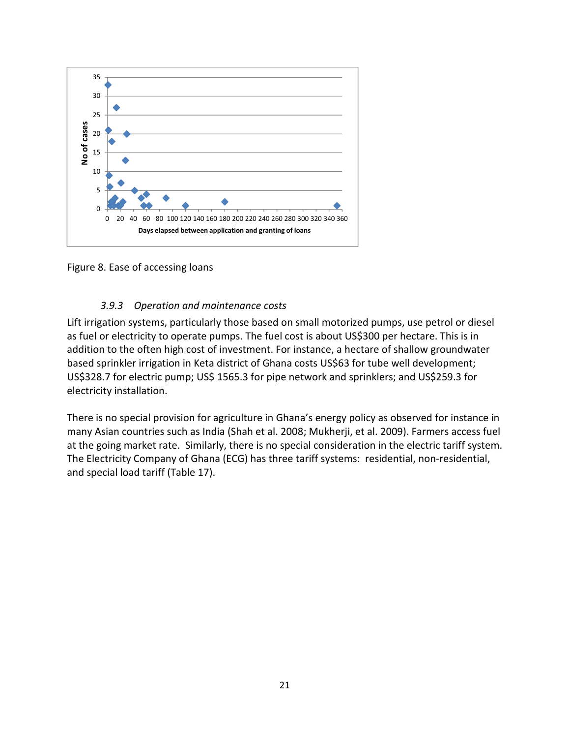Figure 8. Ease of accessing loans

### *3.9.3 Operation and maintenance costs*

Lift irrigation systems, particularly those based on small motorized pumps, use petrol or diesel as fuel or electricity to operate pumps. The fuel cost is about US$300 per hectare. This is in addition to the often high cost of investment. For instance, a hectare of shallow groundwater based sprinkler irrigation in Keta district of Ghana costs US$63 for tube well development; US$328.7 for electric pump; US$ 1565.3 for pipe network and sprinklers; and US$259.3 for electricity installation.

There is no special provision for agriculture in Ghana's energy policy as observed for instance in many Asian countries such as India (Shah et al. 2008; Mukherji, et al. 2009). Farmers access fuel at the going market rate. Similarly, there is no special consideration in the electric tariff system. The Electricity Company of Ghana (ECG) has three tariff systems: residential, non-residential, and special load tariff (Table 17).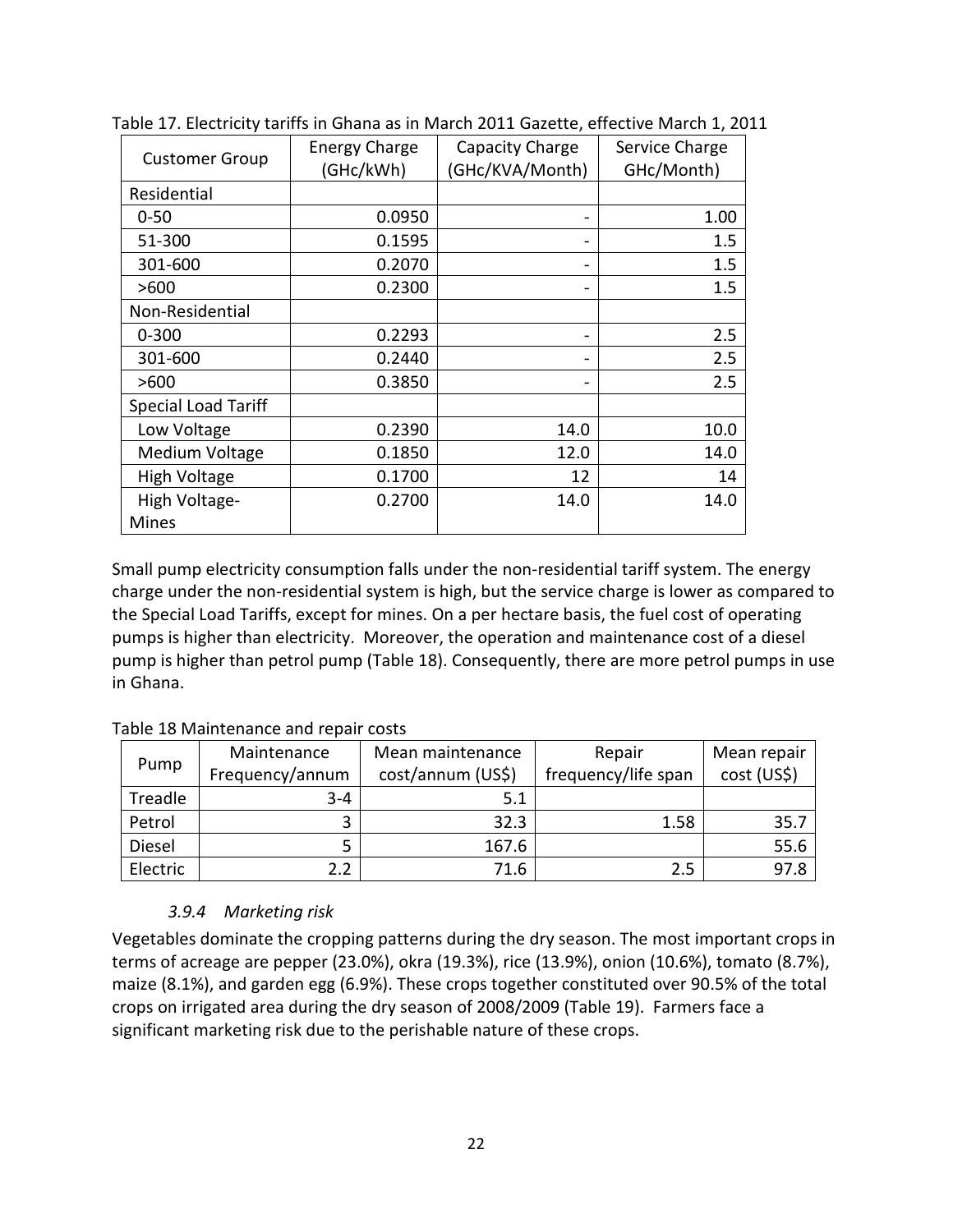Table 17. Electricity tariffs in Ghana as in March 2011 Gazette, effective March 1, 2011

| Customer Group | Energy Charge (GHc/kWh) | Capacity Charge (GHc/KVA/Month) | Service Charge GHc/Month) |
|---|---|---|---|
| Residential | | | |
| 0-50 | 0.0950 | - | 1.00 |
| 51-300 | 0.1595 | - | 1.5 |
| 301-600 | 0.2070 | - | 1.5 |
| >600 | 0.2300 | - | 1.5 |
| Non-Residential | | | |
| 0-300 | 0.2293 | - | 2.5 |
| 301-600 | 0.2440 | - | 2.5 |
| >600 | 0.3850 | - | 2.5 |
| Special Load Tariff | | | |
| Low Voltage | 0.2390 | 14.0 | 10.0 |
| Medium Voltage | 0.1850 | 12.0 | 14.0 |
| High Voltage | 0.1700 | 12 | 14 |
| High Voltage-Mines | 0.2700 | 14.0 | 14.0 |

Small pump electricity consumption falls under the non-residential tariff system. The energy charge under the non-residential system is high, but the service charge is lower as compared to the Special Load Tariffs, except for mines. On a per hectare basis, the fuel cost of operating pumps is higher than electricity. Moreover, the operation and maintenance cost of a diesel pump is higher than petrol pump (Table 18). Consequently, there are more petrol pumps in use in Ghana.

Table 18 Maintenance and repair costs

| Pump | Maintenance Frequency/annum | Mean maintenance cost/annum (US$) | Repair frequency/life span | Mean repair cost (US$) |
|---|---|---|---|---|
| Treadle | 3-4 | 5.1 | | |
| Petrol | 3 | 32.3 | 1.58 | 35.7 |
| Diesel | 5 | 167.6 | | 55.6 |
| Electric | 2.2 | 71.6 | 2.5 | 97.8 |

### *3.9.4 Marketing risk*

Vegetables dominate the cropping patterns during the dry season. The most important crops in terms of acreage are pepper (23.0%), okra (19.3%), rice (13.9%), onion (10.6%), tomato (8.7%), maize (8.1%), and garden egg (6.9%). These crops together constituted over 90.5% of the total crops on irrigated area during the dry season of 2008/2009 (Table 19). Farmers face a significant marketing risk due to the perishable nature of these crops.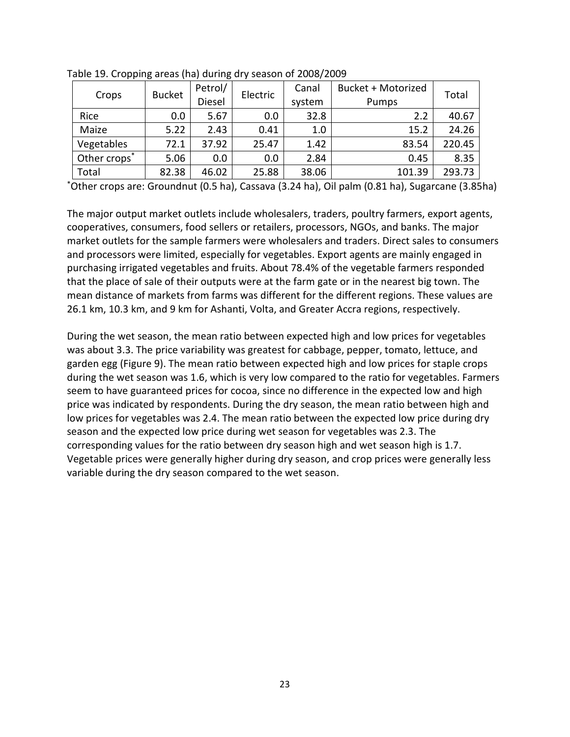Table 19. Cropping areas (ha) during dry season of 2008/2009

| Crops | Bucket | Petrol/ Diesel | Electric | Canal system | Bucket + Motorized Pumps | Total |
|---|---|---|---|---|---|---|
| Rice | 0.0 | 5.67 | 0.0 | 32.8 | 2.2 | 40.67 |
| Maize | 5.22 | 2.43 | 0.41 | 1.0 | 15.2 | 24.26 |
| Vegetables | 72.1 | 37.92 | 25.47 | 1.42 | 83.54 | 220.45 |
| Other crops* | 5.06 | 0.0 | 0.0 | 2.84 | 0.45 | 8.35 |
| Total | 82.38 | 46.02 | 25.88 | 38.06 | 101.39 | 293.73 |

*Other crops are: Groundnut (0.5 ha), Cassava (3.24 ha), Oil palm (0.81 ha), Sugarcane (3.85ha)

The major output market outlets include wholesalers, traders, poultry farmers, export agents, cooperatives, consumers, food sellers or retailers, processors, NGOs, and banks. The major market outlets for the sample farmers were wholesalers and traders. Direct sales to consumers and processors were limited, especially for vegetables. Export agents are mainly engaged in purchasing irrigated vegetables and fruits. About 78.4% of the vegetable farmers responded that the place of sale of their outputs were at the farm gate or in the nearest big town. The mean distance of markets from farms was different for the different regions. These values are 26.1 km, 10.3 km, and 9 km for Ashanti, Volta, and Greater Accra regions, respectively.

During the wet season, the mean ratio between expected high and low prices for vegetables was about 3.3. The price variability was greatest for cabbage, pepper, tomato, lettuce, and garden egg (Figure 9). The mean ratio between expected high and low prices for staple crops during the wet season was 1.6, which is very low compared to the ratio for vegetables. Farmers seem to have guaranteed prices for cocoa, since no difference in the expected low and high price was indicated by respondents. During the dry season, the mean ratio between high and low prices for vegetables was 2.4. The mean ratio between the expected low price during dry season and the expected low price during wet season for vegetables was 2.3. The corresponding values for the ratio between dry season high and wet season high is 1.7. Vegetable prices were generally higher during dry season, and crop prices were generally less variable during the dry season compared to the wet season.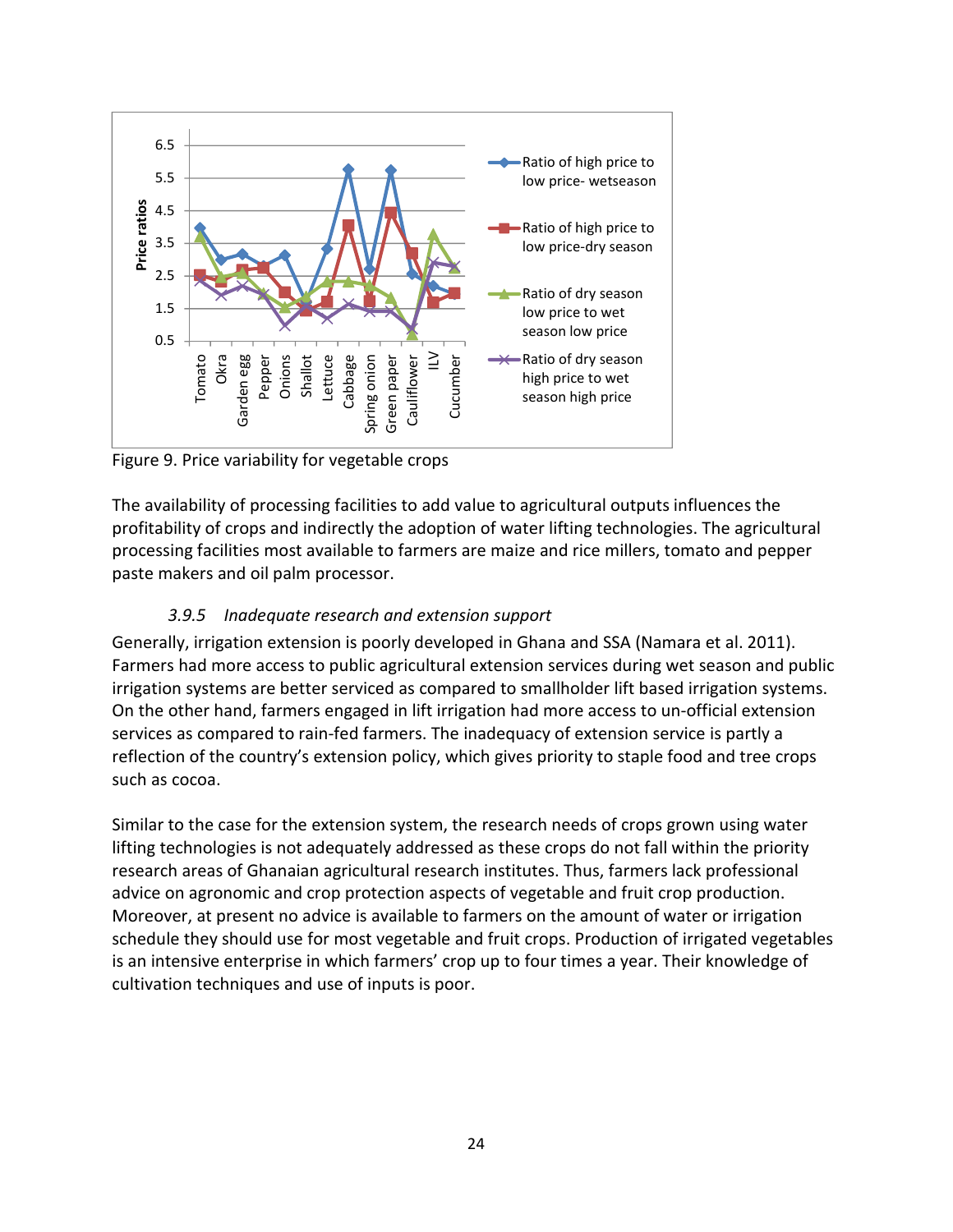Figure 9. Price variability for vegetable crops

The availability of processing facilities to add value to agricultural outputs influences the profitability of crops and indirectly the adoption of water lifting technologies. The agricultural processing facilities most available to farmers are maize and rice millers, tomato and pepper paste makers and oil palm processor.

### *3.9.5 Inadequate research and extension support*

Generally, irrigation extension is poorly developed in Ghana and SSA (Namara et al. 2011). Farmers had more access to public agricultural extension services during wet season and public irrigation systems are better serviced as compared to smallholder lift based irrigation systems. On the other hand, farmers engaged in lift irrigation had more access to un-official extension services as compared to rain-fed farmers. The inadequacy of extension service is partly a reflection of the country's extension policy, which gives priority to staple food and tree crops such as cocoa.

Similar to the case for the extension system, the research needs of crops grown using water lifting technologies is not adequately addressed as these crops do not fall within the priority research areas of Ghanaian agricultural research institutes. Thus, farmers lack professional advice on agronomic and crop protection aspects of vegetable and fruit crop production. Moreover, at present no advice is available to farmers on the amount of water or irrigation schedule they should use for most vegetable and fruit crops. Production of irrigated vegetables is an intensive enterprise in which farmers' crop up to four times a year. Their knowledge of cultivation techniques and use of inputs is poor.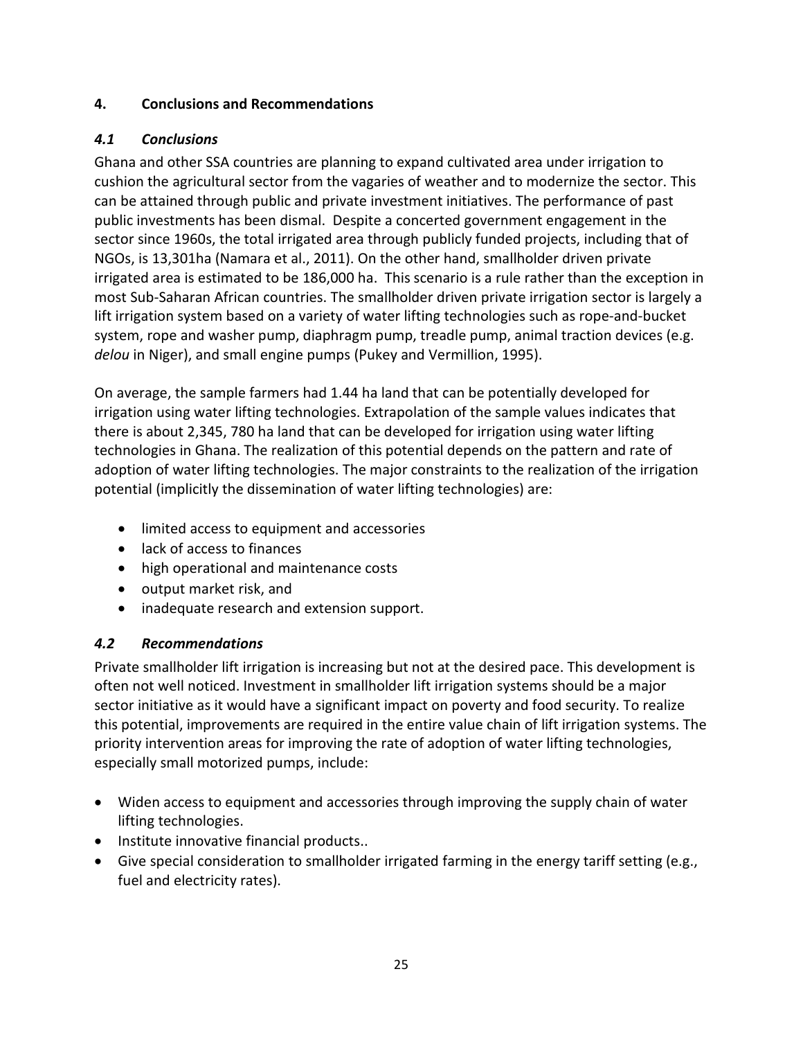## 4. Conclusions and Recommendations

### *4.1 Conclusions*

Ghana and other SSA countries are planning to expand cultivated area under irrigation to cushion the agricultural sector from the vagaries of weather and to modernize the sector. This can be attained through public and private investment initiatives. The performance of past public investments has been dismal. Despite a concerted government engagement in the sector since 1960s, the total irrigated area through publicly funded projects, including that of NGOs, is 13,301ha (Namara et al., 2011). On the other hand, smallholder driven private irrigated area is estimated to be 186,000 ha. This scenario is a rule rather than the exception in most Sub-Saharan African countries. The smallholder driven private irrigation sector is largely a lift irrigation system based on a variety of water lifting technologies such as rope-and-bucket system, rope and washer pump, diaphragm pump, treadle pump, animal traction devices (e.g. *delou* in Niger), and small engine pumps (Pukey and Vermillion, 1995).

On average, the sample farmers had 1.44 ha land that can be potentially developed for irrigation using water lifting technologies. Extrapolation of the sample values indicates that there is about 2,345, 780 ha land that can be developed for irrigation using water lifting technologies in Ghana. The realization of this potential depends on the pattern and rate of adoption of water lifting technologies. The major constraints to the realization of the irrigation potential (implicitly the dissemination of water lifting technologies) are:

- limited access to equipment and accessories
- lack of access to finances
- high operational and maintenance costs
- output market risk, and
- inadequate research and extension support.

### *4.2 Recommendations*

Private smallholder lift irrigation is increasing but not at the desired pace. This development is often not well noticed. Investment in smallholder lift irrigation systems should be a major sector initiative as it would have a significant impact on poverty and food security. To realize this potential, improvements are required in the entire value chain of lift irrigation systems. The priority intervention areas for improving the rate of adoption of water lifting technologies, especially small motorized pumps, include:

- Widen access to equipment and accessories through improving the supply chain of water lifting technologies.
- Institute innovative financial products..
- Give special consideration to smallholder irrigated farming in the energy tariff setting (e.g., fuel and electricity rates).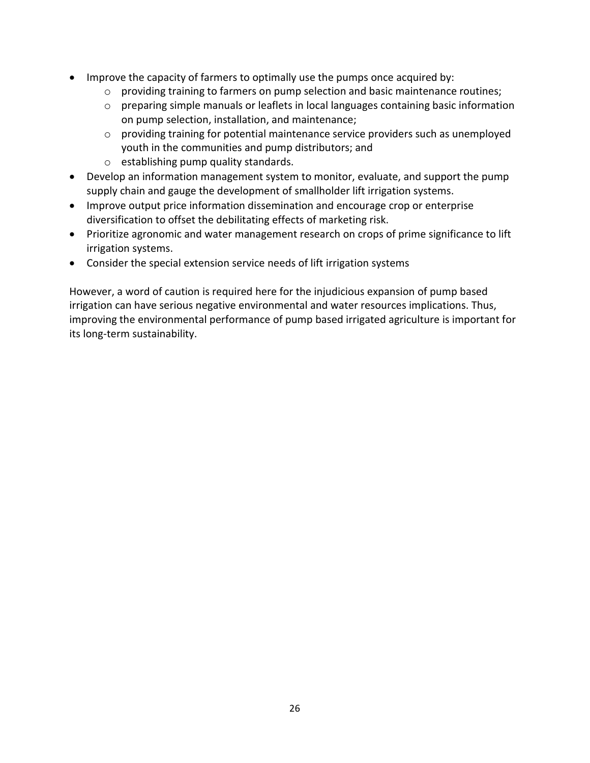- Improve the capacity of farmers to optimally use the pumps once acquired by:
    - providing training to farmers on pump selection and basic maintenance routines;
    - preparing simple manuals or leaflets in local languages containing basic information on pump selection, installation, and maintenance;
    - providing training for potential maintenance service providers such as unemployed youth in the communities and pump distributors; and
    - establishing pump quality standards.
- Develop an information management system to monitor, evaluate, and support the pump supply chain and gauge the development of smallholder lift irrigation systems.
- Improve output price information dissemination and encourage crop or enterprise diversification to offset the debilitating effects of marketing risk.
- Prioritize agronomic and water management research on crops of prime significance to lift irrigation systems.
- Consider the special extension service needs of lift irrigation systems

However, a word of caution is required here for the injudicious expansion of pump based irrigation can have serious negative environmental and water resources implications. Thus, improving the environmental performance of pump based irrigated agriculture is important for its long-term sustainability.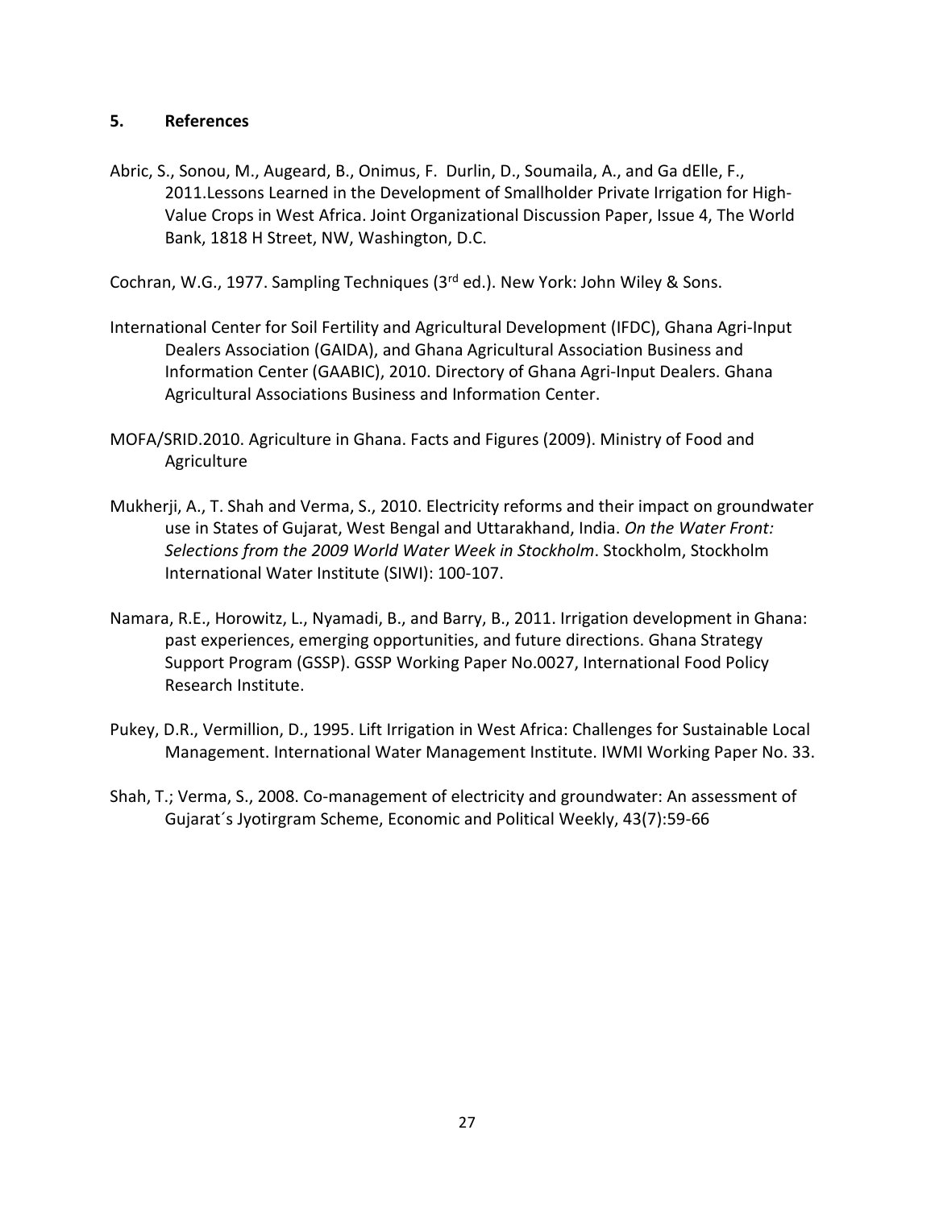## 5. References

Abric, S., Sonou, M., Augeard, B., Onimus, F. Durlin, D., Soumaila, A., and Ga dElle, F., 2011.Lessons Learned in the Development of Smallholder Private Irrigation for High-Value Crops in West Africa. Joint Organizational Discussion Paper, Issue 4, The World Bank, 1818 H Street, NW, Washington, D.C.

Cochran, W.G., 1977. Sampling Techniques (3rd ed.). New York: John Wiley & Sons.

International Center for Soil Fertility and Agricultural Development (IFDC), Ghana Agri-Input Dealers Association (GAIDA), and Ghana Agricultural Association Business and Information Center (GAABIC), 2010. Directory of Ghana Agri-Input Dealers. Ghana Agricultural Associations Business and Information Center.

MOFA/SRID.2010. Agriculture in Ghana. Facts and Figures (2009). Ministry of Food and Agriculture

Mukherji, A., T. Shah and Verma, S., 2010. Electricity reforms and their impact on groundwater use in States of Gujarat, West Bengal and Uttarakhand, India. *On the Water Front: Selections from the 2009 World Water Week in Stockholm*. Stockholm, Stockholm International Water Institute (SIWI): 100-107.

Namara, R.E., Horowitz, L., Nyamadi, B., and Barry, B., 2011. Irrigation development in Ghana: past experiences, emerging opportunities, and future directions. Ghana Strategy Support Program (GSSP). GSSP Working Paper No.0027, International Food Policy Research Institute.

Pukey, D.R., Vermillion, D., 1995. Lift Irrigation in West Africa: Challenges for Sustainable Local Management. International Water Management Institute. IWMI Working Paper No. 33.

Shah, T.; Verma, S., 2008. Co-management of electricity and groundwater: An assessment of Gujarat´s Jyotirgram Scheme, Economic and Political Weekly, 43(7):59-66